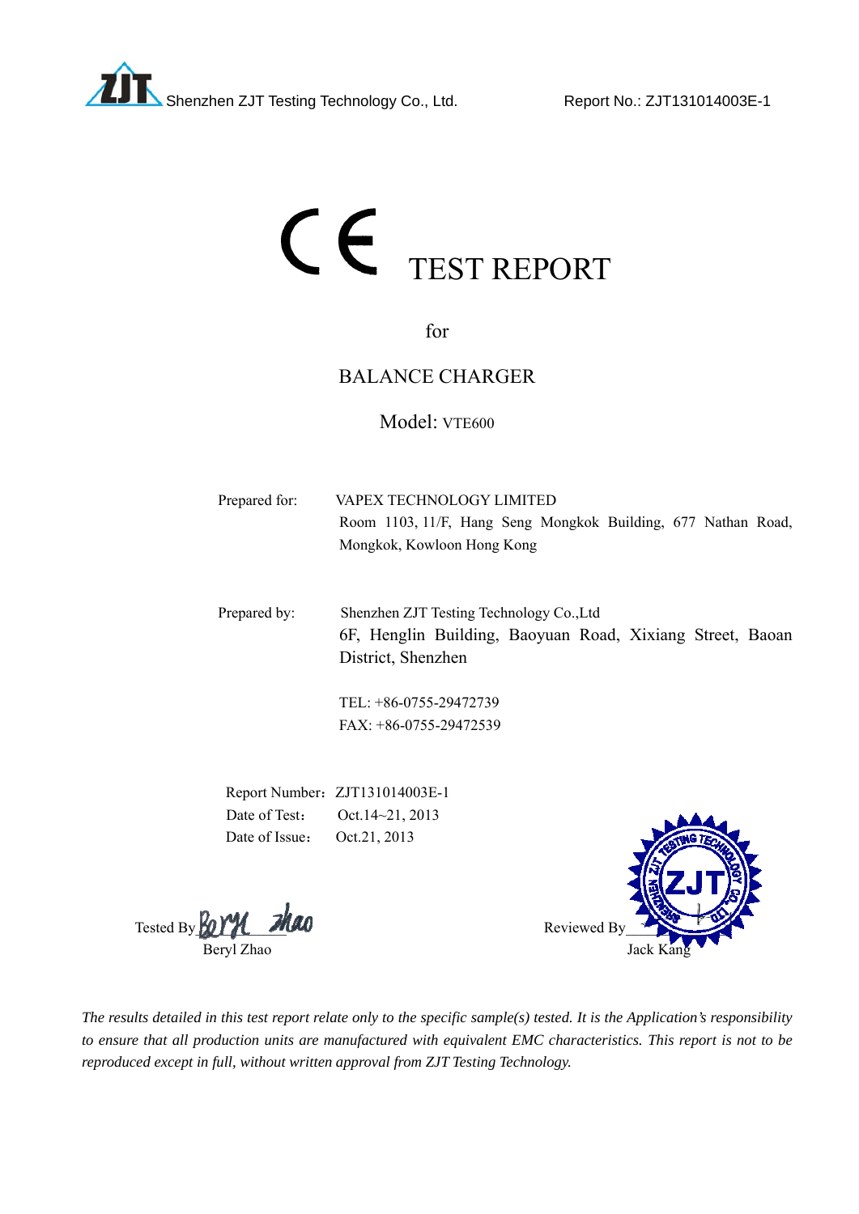# CE TEST REPORT

for

## BALANCE CHARGER

Model: VTE600

Prepared for: VAPEX TECHNOLOGY LIMITED
Room 1103, 11/F, Hang Seng Mongkok Building, 677 Nathan Road, Mongkok, Kowloon Hong Kong

Prepared by: Shenzhen ZJT Testing Technology Co.,Ltd
6F, Henglin Building, Baoyuan Road, Xixiang Street, Baoan District, Shenzhen

TEL: +86-0755-29472739
FAX: +86-0755-29472539

Report Number：ZJT131014003E-1
Date of Test： Oct.14~21, 2013
Date of Issue： Oct.21, 2013

Tested By: Beryl Zhao

Reviewed By: Jack Kang

*The results detailed in this test report relate only to the specific sample(s) tested. It is the Application's responsibility to ensure that all production units are manufactured with equivalent EMC characteristics. This report is not to be reproduced except in full, without written approval from ZJT Testing Technology.*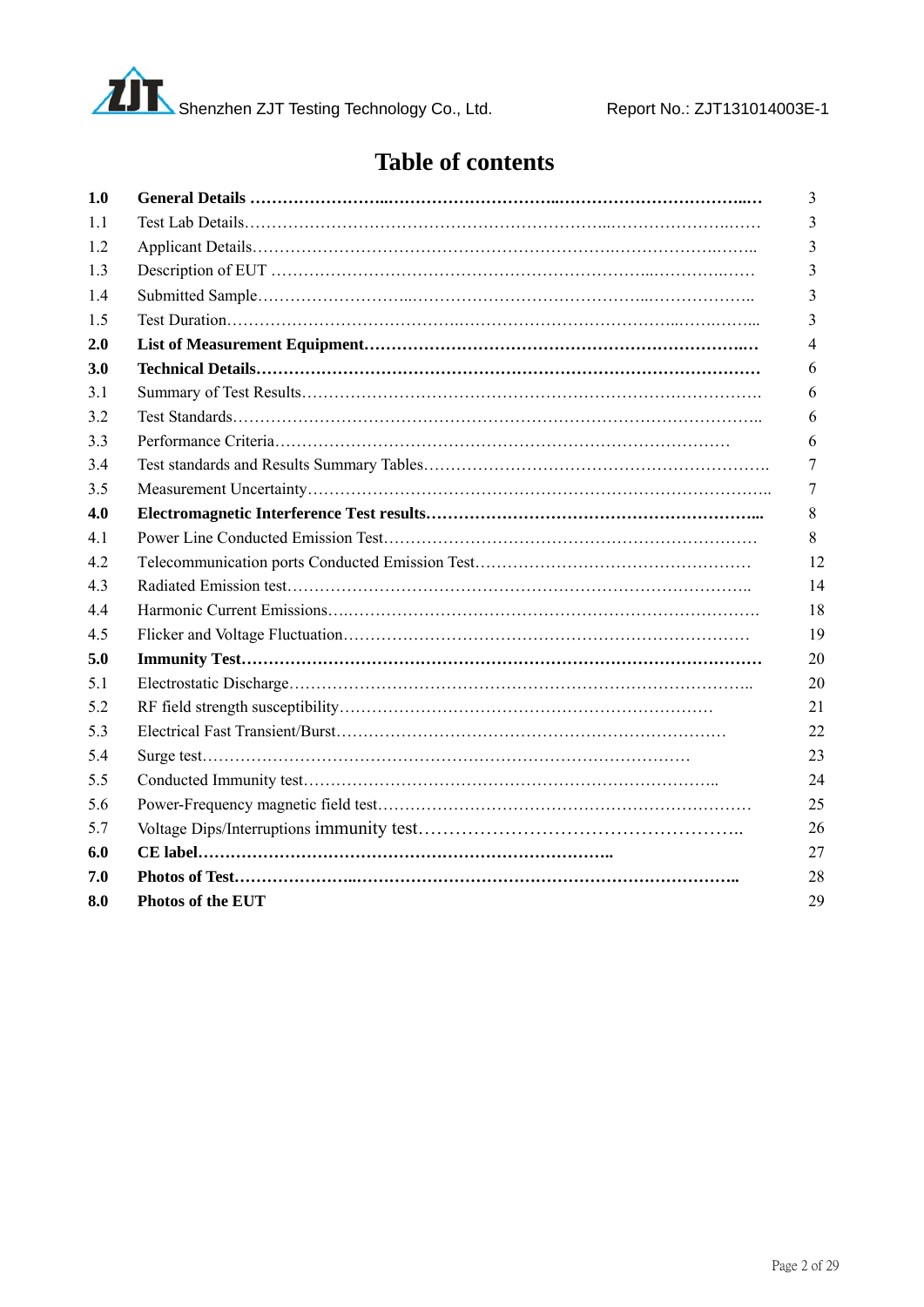# Table of contents

| | | |
|---|---|---|
| **1.0** | **General Details** | 3 |
| 1.1 | Test Lab Details | 3 |
| 1.2 | Applicant Details | 3 |
| 1.3 | Description of EUT | 3 |
| 1.4 | Submitted Sample | 3 |
| 1.5 | Test Duration | 3 |
| **2.0** | **List of Measurement Equipment** | 4 |
| **3.0** | **Technical Details** | 6 |
| 3.1 | Summary of Test Results | 6 |
| 3.2 | Test Standards | 6 |
| 3.3 | Performance Criteria | 6 |
| 3.4 | Test standards and Results Summary Tables | 7 |
| 3.5 | Measurement Uncertainty | 7 |
| **4.0** | **Electromagnetic Interference Test results** | 8 |
| 4.1 | Power Line Conducted Emission Test | 8 |
| 4.2 | Telecommunication ports Conducted Emission Test | 12 |
| 4.3 | Radiated Emission test | 14 |
| 4.4 | Harmonic Current Emissions | 18 |
| 4.5 | Flicker and Voltage Fluctuation | 19 |
| **5.0** | **Immunity Test** | 20 |
| 5.1 | Electrostatic Discharge | 20 |
| 5.2 | RF field strength susceptibility | 21 |
| 5.3 | Electrical Fast Transient/Burst | 22 |
| 5.4 | Surge test | 23 |
| 5.5 | Conducted Immunity test | 24 |
| 5.6 | Power-Frequency magnetic field test | 25 |
| 5.7 | Voltage Dips/Interruptions immunity test | 26 |
| **6.0** | **CE label** | 27 |
| **7.0** | **Photos of Test** | 28 |
| **8.0** | **Photos of the EUT** | 29 |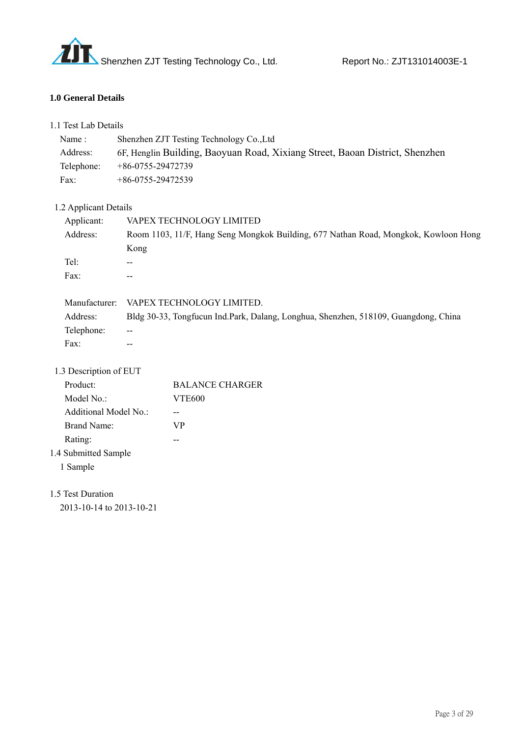## 1.0 General Details

1.1 Test Lab Details

| | |
|---|---|
| Name : | Shenzhen ZJT Testing Technology Co.,Ltd |
| Address: | 6F, Henglin Building, Baoyuan Road, Xixiang Street, Baoan District, Shenzhen |
| Telephone: | +86-0755-29472739 |
| Fax: | +86-0755-29472539 |

1.2 Applicant Details

| | |
|---|---|
| Applicant: | VAPEX TECHNOLOGY LIMITED |
| Address: | Room 1103, 11/F, Hang Seng Mongkok Building, 677 Nathan Road, Mongkok, Kowloon Hong Kong |
| Tel: | -- |
| Fax: | -- |

| | |
|---|---|
| Manufacturer: | VAPEX TECHNOLOGY LIMITED. |
| Address: | Bldg 30-33, Tongfucun Ind.Park, Dalang, Longhua, Shenzhen, 518109, Guangdong, China |
| Telephone: | -- |
| Fax: | -- |

1.3 Description of EUT

| | |
|---|---|
| Product: | BALANCE CHARGER |
| Model No.: | VTE600 |
| Additional Model No.: | -- |
| Brand Name: | VP |
| Rating: | -- |

1.4 Submitted Sample

1 Sample

1.5 Test Duration

2013-10-14 to 2013-10-21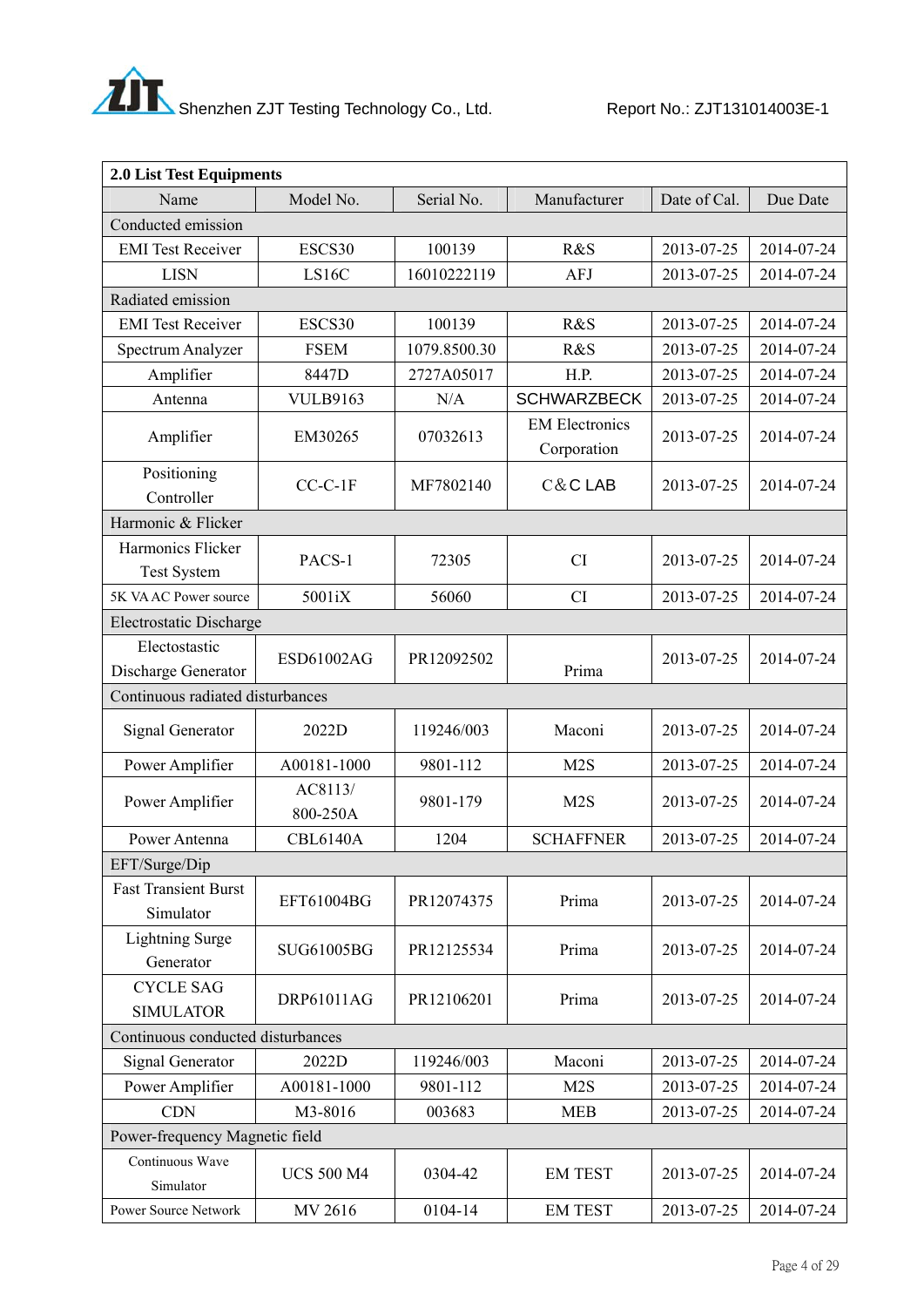| 2.0 List Test Equipments | | | | | |
|---|---|---|---|---|---|
| Name | Model No. | Serial No. | Manufacturer | Date of Cal. | Due Date |
| Conducted emission | | | | | |
| EMI Test Receiver | ESCS30 | 100139 | R&S | 2013-07-25 | 2014-07-24 |
| LISN | LS16C | 16010222119 | AFJ | 2013-07-25 | 2014-07-24 |
| Radiated emission | | | | | |
| EMI Test Receiver | ESCS30 | 100139 | R&S | 2013-07-25 | 2014-07-24 |
| Spectrum Analyzer | FSEM | 1079.8500.30 | R&S | 2013-07-25 | 2014-07-24 |
| Amplifier | 8447D | 2727A05017 | H.P. | 2013-07-25 | 2014-07-24 |
| Antenna | VULB9163 | N/A | SCHWARZBECK | 2013-07-25 | 2014-07-24 |
| Amplifier | EM30265 | 07032613 | EM Electronics Corporation | 2013-07-25 | 2014-07-24 |
| Positioning Controller | CC-C-1F | MF7802140 | C&C LAB | 2013-07-25 | 2014-07-24 |
| Harmonic & Flicker | | | | | |
| Harmonics Flicker Test System | PACS-1 | 72305 | CI | 2013-07-25 | 2014-07-24 |
| 5K VA AC Power source | 5001iX | 56060 | CI | 2013-07-25 | 2014-07-24 |
| Electrostatic Discharge | | | | | |
| Electostastic Discharge Generator | ESD61002AG | PR12092502 | Prima | 2013-07-25 | 2014-07-24 |
| Continuous radiated disturbances | | | | | |
| Signal Generator | 2022D | 119246/003 | Maconi | 2013-07-25 | 2014-07-24 |
| Power Amplifier | A00181-1000 | 9801-112 | M2S | 2013-07-25 | 2014-07-24 |
| Power Amplifier | AC8113/ 800-250A | 9801-179 | M2S | 2013-07-25 | 2014-07-24 |
| Power Antenna | CBL6140A | 1204 | SCHAFFNER | 2013-07-25 | 2014-07-24 |
| EFT/Surge/Dip | | | | | |
| Fast Transient Burst Simulator | EFT61004BG | PR12074375 | Prima | 2013-07-25 | 2014-07-24 |
| Lightning Surge Generator | SUG61005BG | PR12125534 | Prima | 2013-07-25 | 2014-07-24 |
| CYCLE SAG SIMULATOR | DRP61011AG | PR12106201 | Prima | 2013-07-25 | 2014-07-24 |
| Continuous conducted disturbances | | | | | |
| Signal Generator | 2022D | 119246/003 | Maconi | 2013-07-25 | 2014-07-24 |
| Power Amplifier | A00181-1000 | 9801-112 | M2S | 2013-07-25 | 2014-07-24 |
| CDN | M3-8016 | 003683 | MEB | 2013-07-25 | 2014-07-24 |
| Power-frequency Magnetic field | | | | | |
| Continuous Wave Simulator | UCS 500 M4 | 0304-42 | EM TEST | 2013-07-25 | 2014-07-24 |
| Power Source Network | MV 2616 | 0104-14 | EM TEST | 2013-07-25 | 2014-07-24 |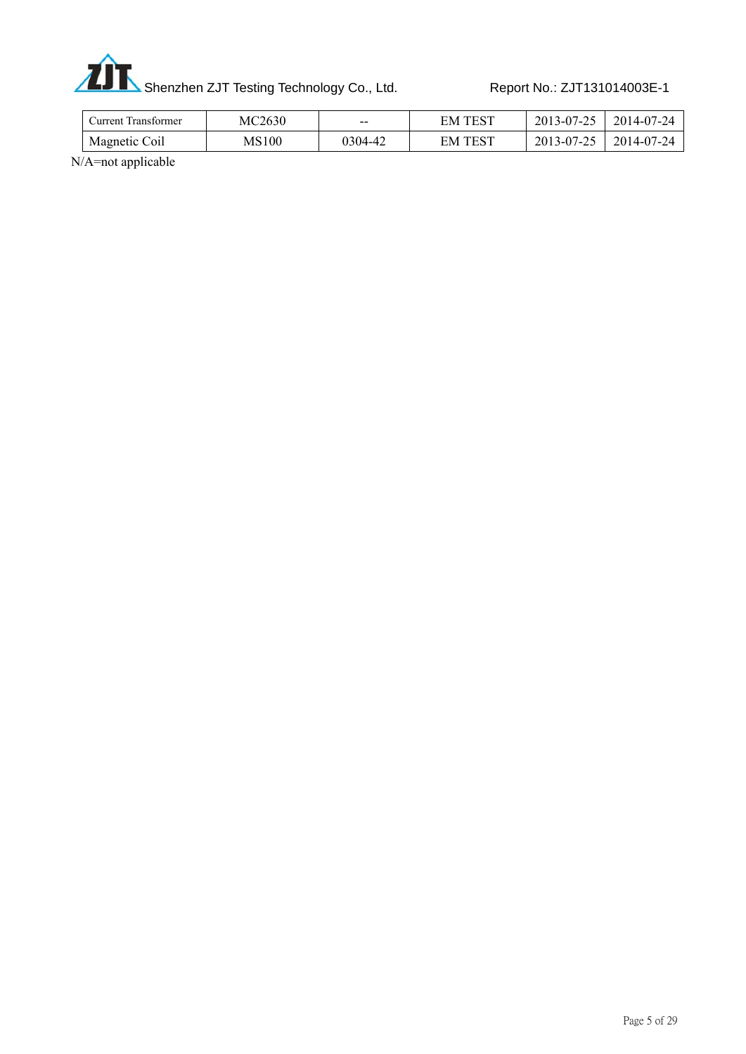| Current Transformer | MC2630 | -- | EM TEST | 2013-07-25 | 2014-07-24 |
|---|---|---|---|---|---|
| Magnetic Coil | MS100 | 0304-42 | EM TEST | 2013-07-25 | 2014-07-24 |

N/A=not applicable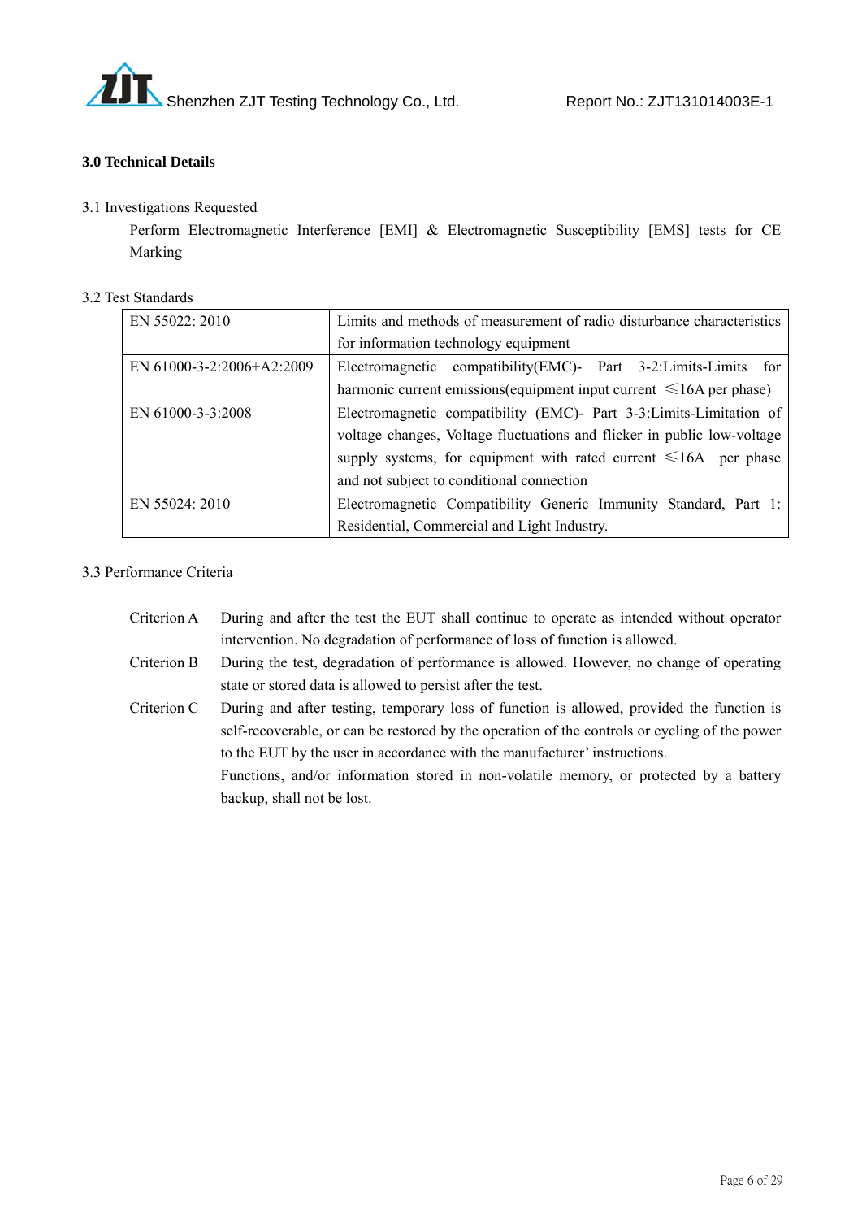### 3.0 Technical Details

3.1 Investigations Requested

Perform Electromagnetic Interference [EMI] & Electromagnetic Susceptibility [EMS] tests for CE Marking

3.2 Test Standards

| EN 55022: 2010 | Limits and methods of measurement of radio disturbance characteristics for information technology equipment |
|---|---|
| EN 61000-3-2:2006+A2:2009 | Electromagnetic compatibility(EMC)- Part 3-2:Limits-Limits for harmonic current emissions(equipment input current ≤16A per phase) |
| EN 61000-3-3:2008 | Electromagnetic compatibility (EMC)- Part 3-3:Limits-Limitation of voltage changes, Voltage fluctuations and flicker in public low-voltage supply systems, for equipment with rated current ≤16A per phase and not subject to conditional connection |
| EN 55024: 2010 | Electromagnetic Compatibility Generic Immunity Standard, Part 1: Residential, Commercial and Light Industry. |

3.3 Performance Criteria

Criterion A During and after the test the EUT shall continue to operate as intended without operator intervention. No degradation of performance of loss of function is allowed.

Criterion B During the test, degradation of performance is allowed. However, no change of operating state or stored data is allowed to persist after the test.

Criterion C During and after testing, temporary loss of function is allowed, provided the function is self-recoverable, or can be restored by the operation of the controls or cycling of the power to the EUT by the user in accordance with the manufacturer' instructions.

Functions, and/or information stored in non-volatile memory, or protected by a battery backup, shall not be lost.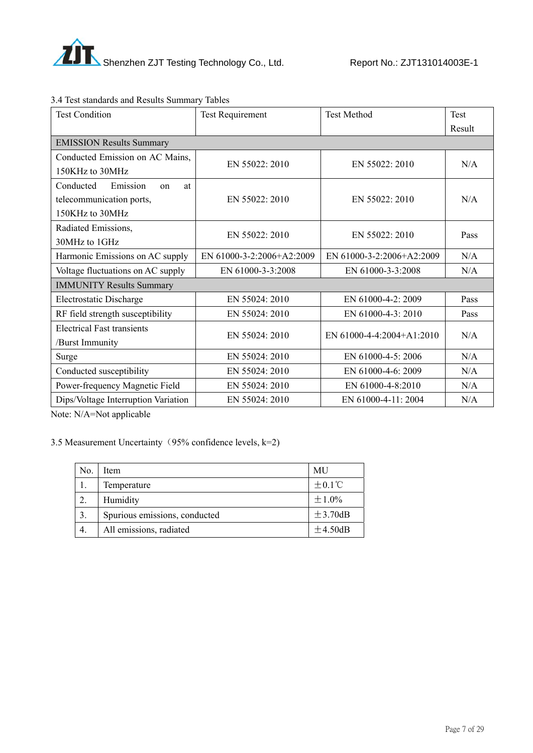3.4 Test standards and Results Summary Tables

| Test Condition | Test Requirement | Test Method | Test Result |
|---|---|---|---|
| EMISSION Results Summary | | | |
| Conducted Emission on AC Mains, 150KHz to 30MHz | EN 55022: 2010 | EN 55022: 2010 | N/A |
| Conducted Emission on at telecommunication ports, 150KHz to 30MHz | EN 55022: 2010 | EN 55022: 2010 | N/A |
| Radiated Emissions, 30MHz to 1GHz | EN 55022: 2010 | EN 55022: 2010 | Pass |
| Harmonic Emissions on AC supply | EN 61000-3-2:2006+A2:2009 | EN 61000-3-2:2006+A2:2009 | N/A |
| Voltage fluctuations on AC supply | EN 61000-3-3:2008 | EN 61000-3-3:2008 | N/A |
| IMMUNITY Results Summary | | | |
| Electrostatic Discharge | EN 55024: 2010 | EN 61000-4-2: 2009 | Pass |
| RF field strength susceptibility | EN 55024: 2010 | EN 61000-4-3: 2010 | Pass |
| Electrical Fast transients /Burst Immunity | EN 55024: 2010 | EN 61000-4-4:2004+A1:2010 | N/A |
| Surge | EN 55024: 2010 | EN 61000-4-5: 2006 | N/A |
| Conducted susceptibility | EN 55024: 2010 | EN 61000-4-6: 2009 | N/A |
| Power-frequency Magnetic Field | EN 55024: 2010 | EN 61000-4-8:2010 | N/A |
| Dips/Voltage Interruption Variation | EN 55024: 2010 | EN 61000-4-11: 2004 | N/A |

Note: N/A=Not applicable

3.5 Measurement Uncertainty（95% confidence levels, k=2)

| No. | Item | MU |
|---|---|---|
| 1. | Temperature | ±0.1℃ |
| 2. | Humidity | ±1.0% |
| 3. | Spurious emissions, conducted | ±3.70dB |
| 4. | All emissions, radiated | ±4.50dB |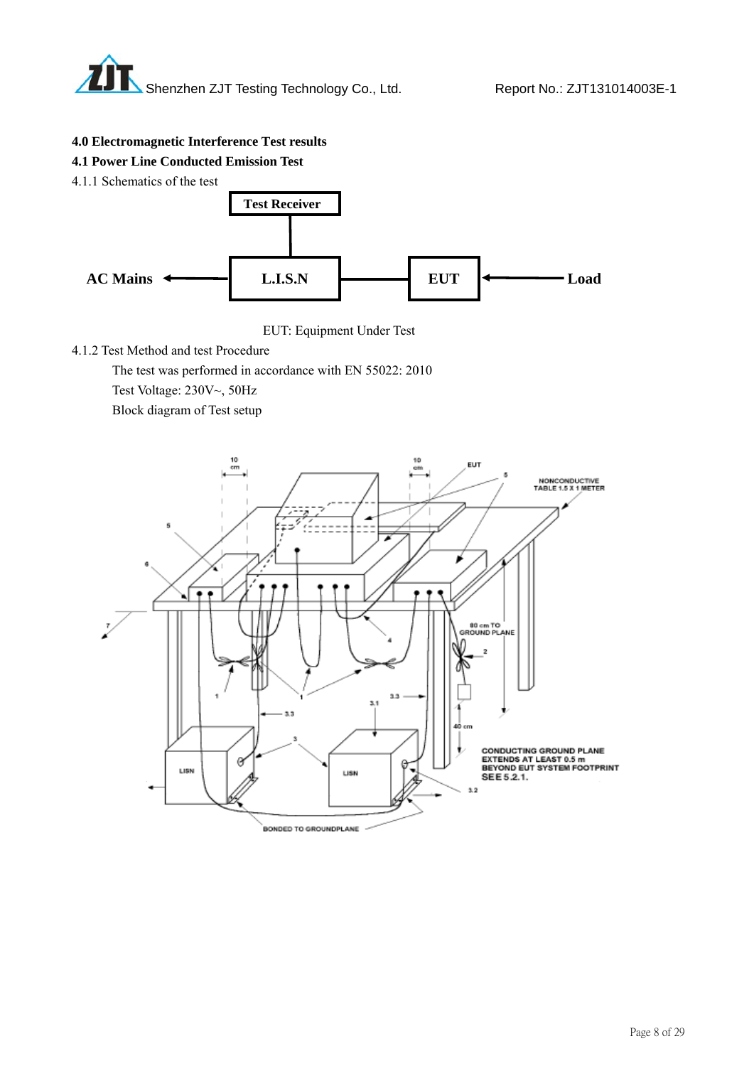## 4.0 Electromagnetic Interference Test results

### 4.1 Power Line Conducted Emission Test

4.1.1 Schematics of the test

Test Receiver

AC Mains ← L.I.S.N — EUT ← Load

EUT: Equipment Under Test

4.1.2 Test Method and test Procedure

The test was performed in accordance with EN 55022: 2010

Test Voltage: 230V~, 50Hz

Block diagram of Test setup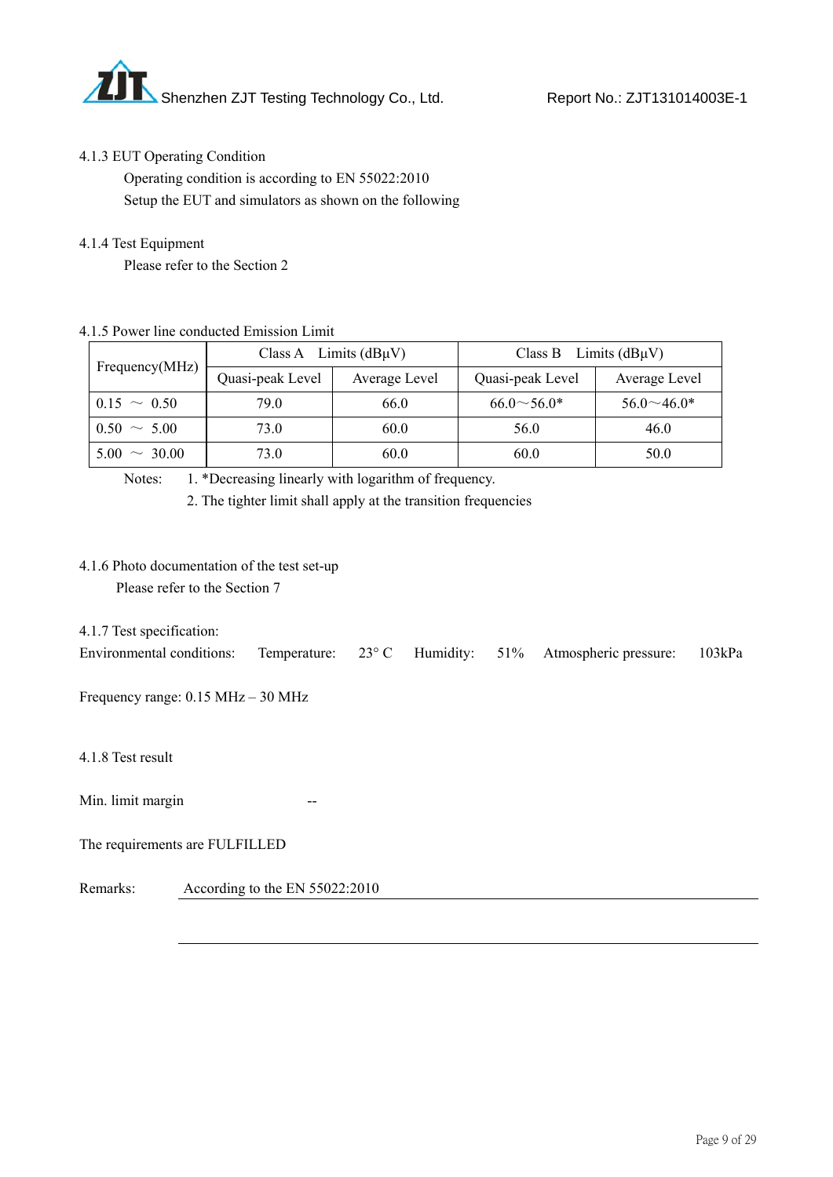4.1.3 EUT Operating Condition

Operating condition is according to EN 55022:2010

Setup the EUT and simulators as shown on the following

4.1.4 Test Equipment

Please refer to the Section 2

4.1.5 Power line conducted Emission Limit

| Frequency(MHz) | Class A Limits (dBμV) | | Class B Limits (dBμV) | |
|---|---|---|---|---|
| | Quasi-peak Level | Average Level | Quasi-peak Level | Average Level |
| 0.15 ～ 0.50 | 79.0 | 66.0 | 66.0～56.0* | 56.0～46.0* |
| 0.50 ～ 5.00 | 73.0 | 60.0 | 56.0 | 46.0 |
| 5.00 ～ 30.00 | 73.0 | 60.0 | 60.0 | 50.0 |

Notes: 1. *Decreasing linearly with logarithm of frequency.

2. The tighter limit shall apply at the transition frequencies

4.1.6 Photo documentation of the test set-up

Please refer to the Section 7

4.1.7 Test specification:

Environmental conditions: Temperature: 23° C Humidity: 51% Atmospheric pressure: 103kPa

Frequency range: 0.15 MHz – 30 MHz

4.1.8 Test result

Min. limit margin --

The requirements are FULFILLED

Remarks: According to the EN 55022:2010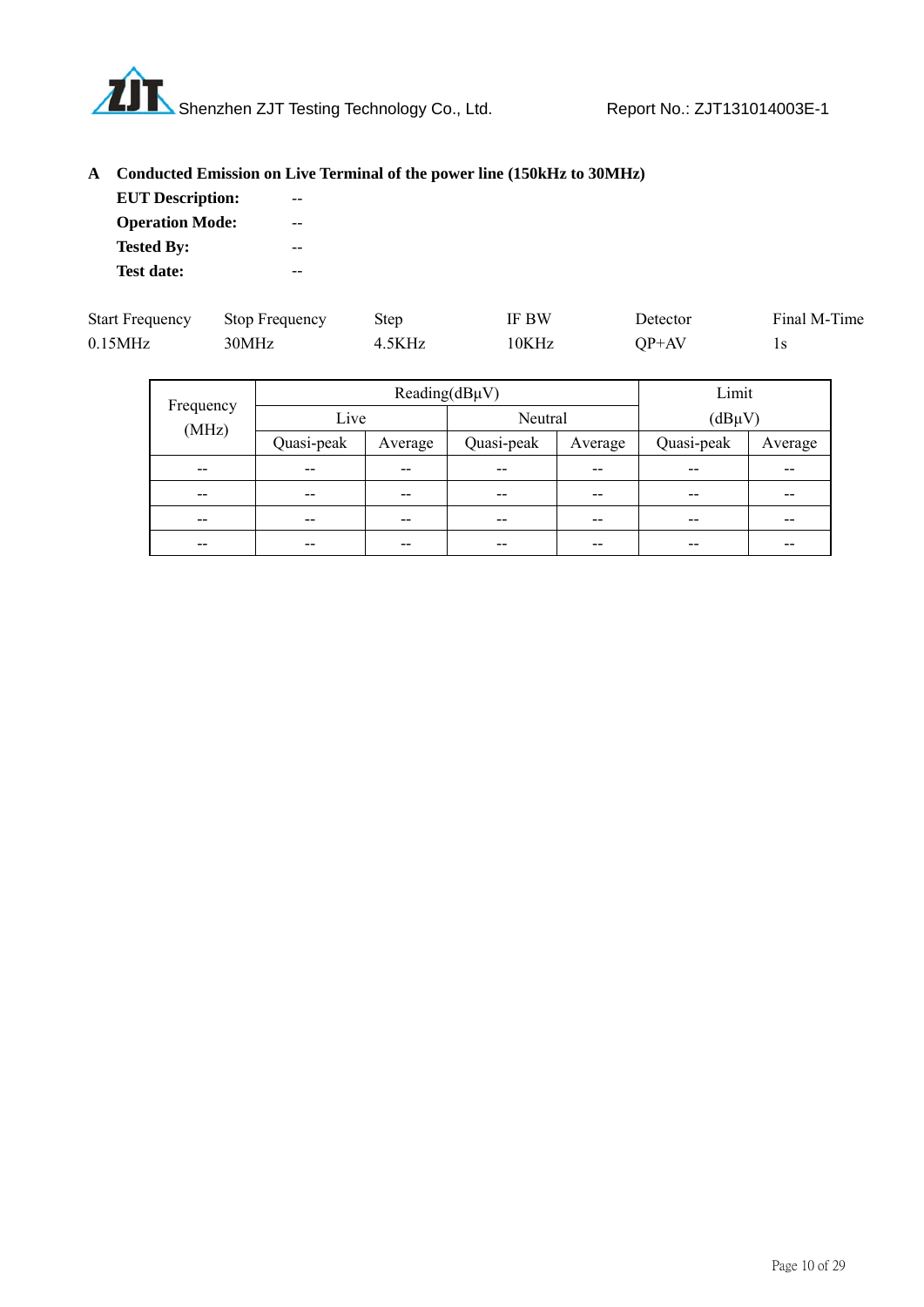**A Conducted Emission on Live Terminal of the power line (150kHz to 30MHz)**

**EUT Description:** --

**Operation Mode:** --

**Tested By:** --

**Test date:** --

| Start Frequency | Stop Frequency | Step | IF BW | Detector | Final M-Time |
|---|---|---|---|---|---|
| 0.15MHz | 30MHz | 4.5KHz | 10KHz | QP+AV | 1s |

| Frequency (MHz) | Reading(dBμV) | | | | Limit (dBμV) | |
|---|---|---|---|---|---|---|
| | Live | | Neutral | | | |
| | Quasi-peak | Average | Quasi-peak | Average | Quasi-peak | Average |
| -- | -- | -- | -- | -- | -- | -- |
| -- | -- | -- | -- | -- | -- | -- |
| -- | -- | -- | -- | -- | -- | -- |
| -- | -- | -- | -- | -- | -- | -- |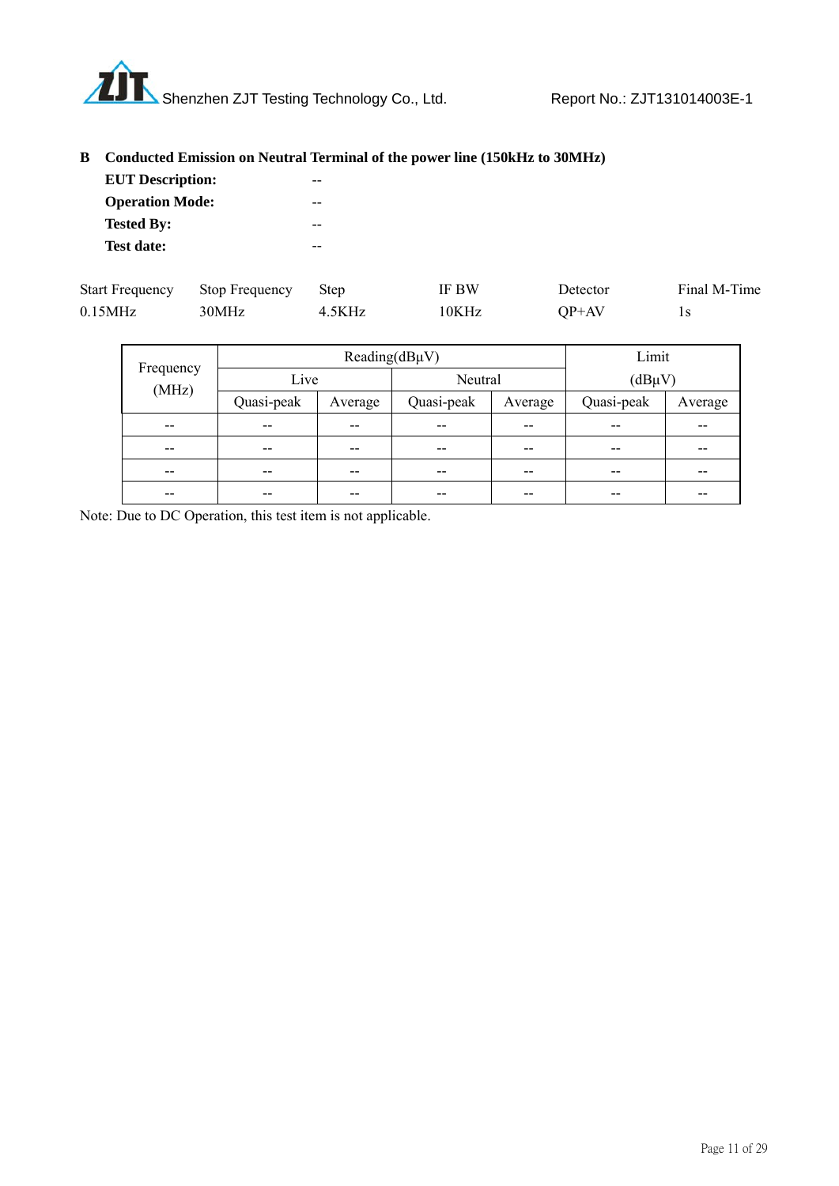**B Conducted Emission on Neutral Terminal of the power line (150kHz to 30MHz)**

**EUT Description:** --

**Operation Mode:** --

**Tested By:** --

**Test date:** --

| Start Frequency | Stop Frequency | Step | IF BW | Detector | Final M-Time |
|---|---|---|---|---|---|
| 0.15MHz | 30MHz | 4.5KHz | 10KHz | QP+AV | 1s |

| Frequency (MHz) | Reading(dBμV) | | | | Limit (dBμV) | |
|---|---|---|---|---|---|---|
| | Live | | Neutral | | | |
| | Quasi-peak | Average | Quasi-peak | Average | Quasi-peak | Average |
| -- | -- | -- | -- | -- | -- | -- |
| -- | -- | -- | -- | -- | -- | -- |
| -- | -- | -- | -- | -- | -- | -- |
| -- | -- | -- | -- | -- | -- | -- |

Note: Due to DC Operation, this test item is not applicable.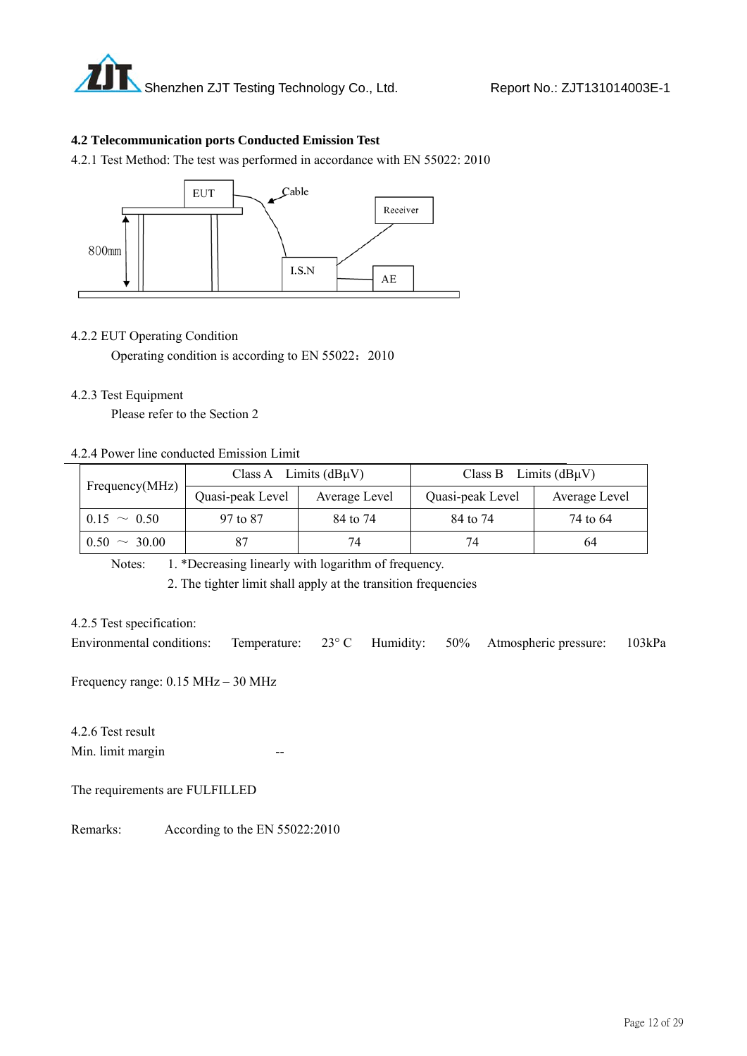### 4.2 Telecommunication ports Conducted Emission Test

4.2.1 Test Method: The test was performed in accordance with EN 55022: 2010

4.2.2 EUT Operating Condition

Operating condition is according to EN 55022：2010

4.2.3 Test Equipment

Please refer to the Section 2

4.2.4 Power line conducted Emission Limit

| Frequency(MHz) | Class A Limits (dBμV) | | Class B Limits (dBμV) | |
|---|---|---|---|---|
| | Quasi-peak Level | Average Level | Quasi-peak Level | Average Level |
| 0.15 ～ 0.50 | 97 to 87 | 84 to 74 | 84 to 74 | 74 to 64 |
| 0.50 ～ 30.00 | 87 | 74 | 74 | 64 |

Notes: 1. *Decreasing linearly with logarithm of frequency.

2. The tighter limit shall apply at the transition frequencies

4.2.5 Test specification:

Environmental conditions: Temperature: 23° C Humidity: 50% Atmospheric pressure: 103kPa

Frequency range: 0.15 MHz – 30 MHz

4.2.6 Test result

Min. limit margin --

The requirements are FULFILLED

Remarks: According to the EN 55022:2010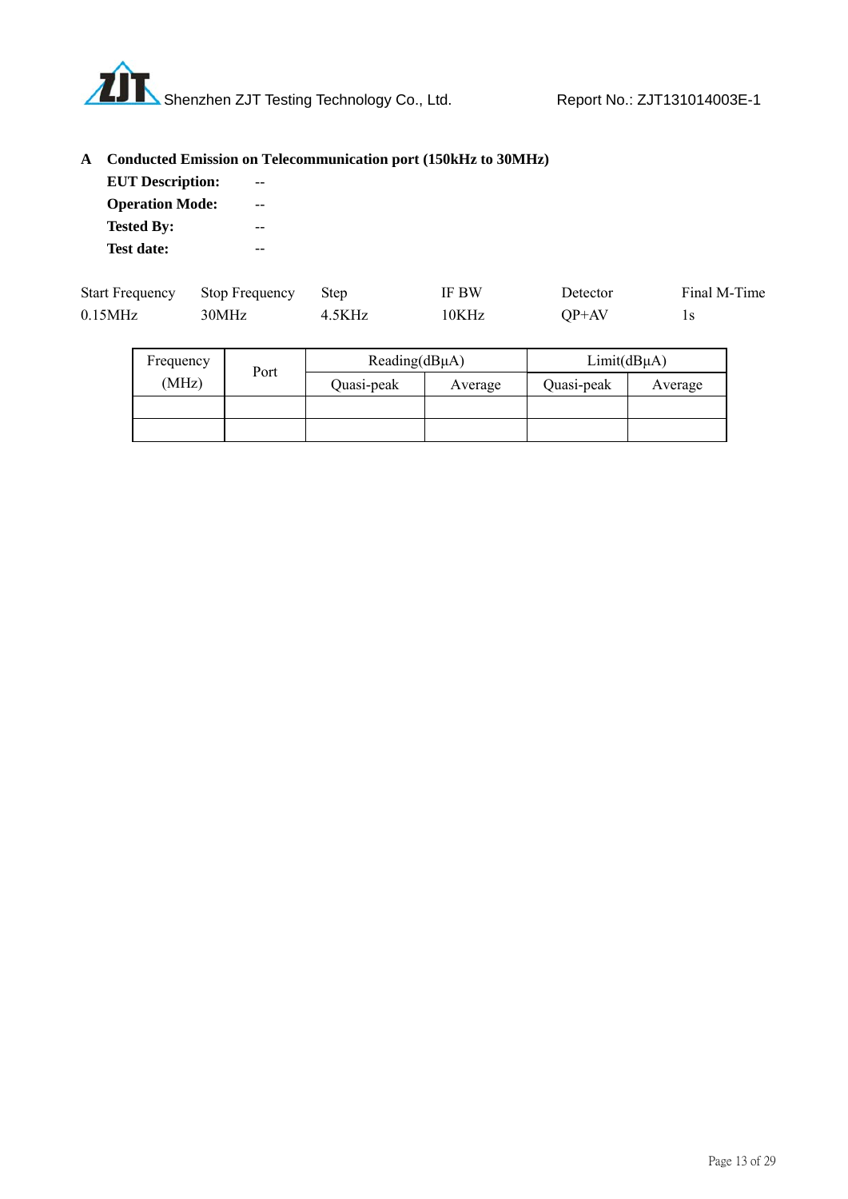**A Conducted Emission on Telecommunication port (150kHz to 30MHz)**

**EUT Description:** --

**Operation Mode:** --

**Tested By:** --

**Test date:** --

| Start Frequency | Stop Frequency | Step | IF BW | Detector | Final M-Time |
|---|---|---|---|---|---|
| 0.15MHz | 30MHz | 4.5KHz | 10KHz | QP+AV | 1s |

| Frequency (MHz) | Port | Reading(dBµA) | | Limit(dBµA) | |
|---|---|---|---|---|---|
| | | Quasi-peak | Average | Quasi-peak | Average |
| | | | | | |
| | | | | | |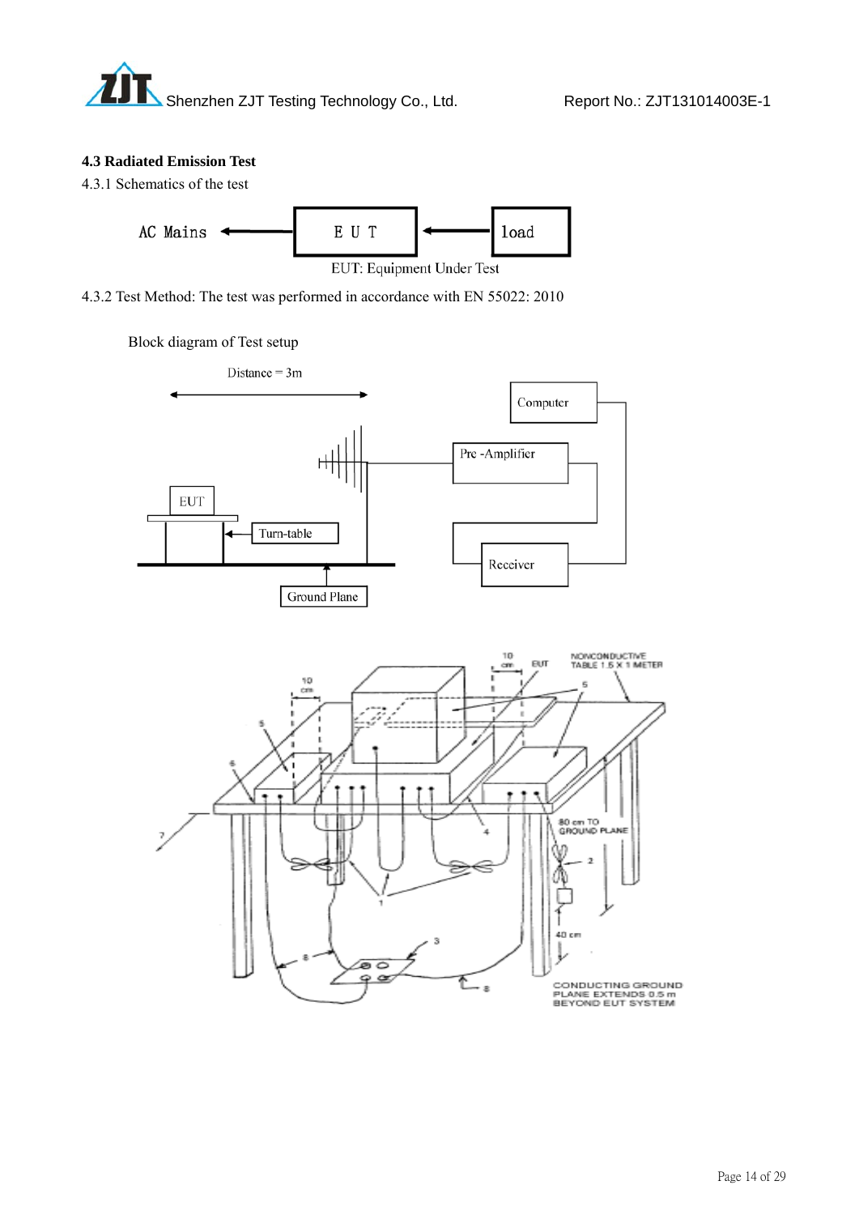## 4.3 Radiated Emission Test

4.3.1 Schematics of the test

AC Mains ← E U T ← load

EUT: Equipment Under Test

4.3.2 Test Method: The test was performed in accordance with EN 55022: 2010

Block diagram of Test setup

Distance = 3m

Computer

Pre -Amplifier

EUT

Turn-table

Receiver

Ground Plane

10 cm

EUT

NONCONDUCTIVE TABLE 1.5 X 1 METER

80 cm TO GROUND PLANE

40 cm

CONDUCTING GROUND PLANE EXTENDS 0.5 m BEYOND EUT SYSTEM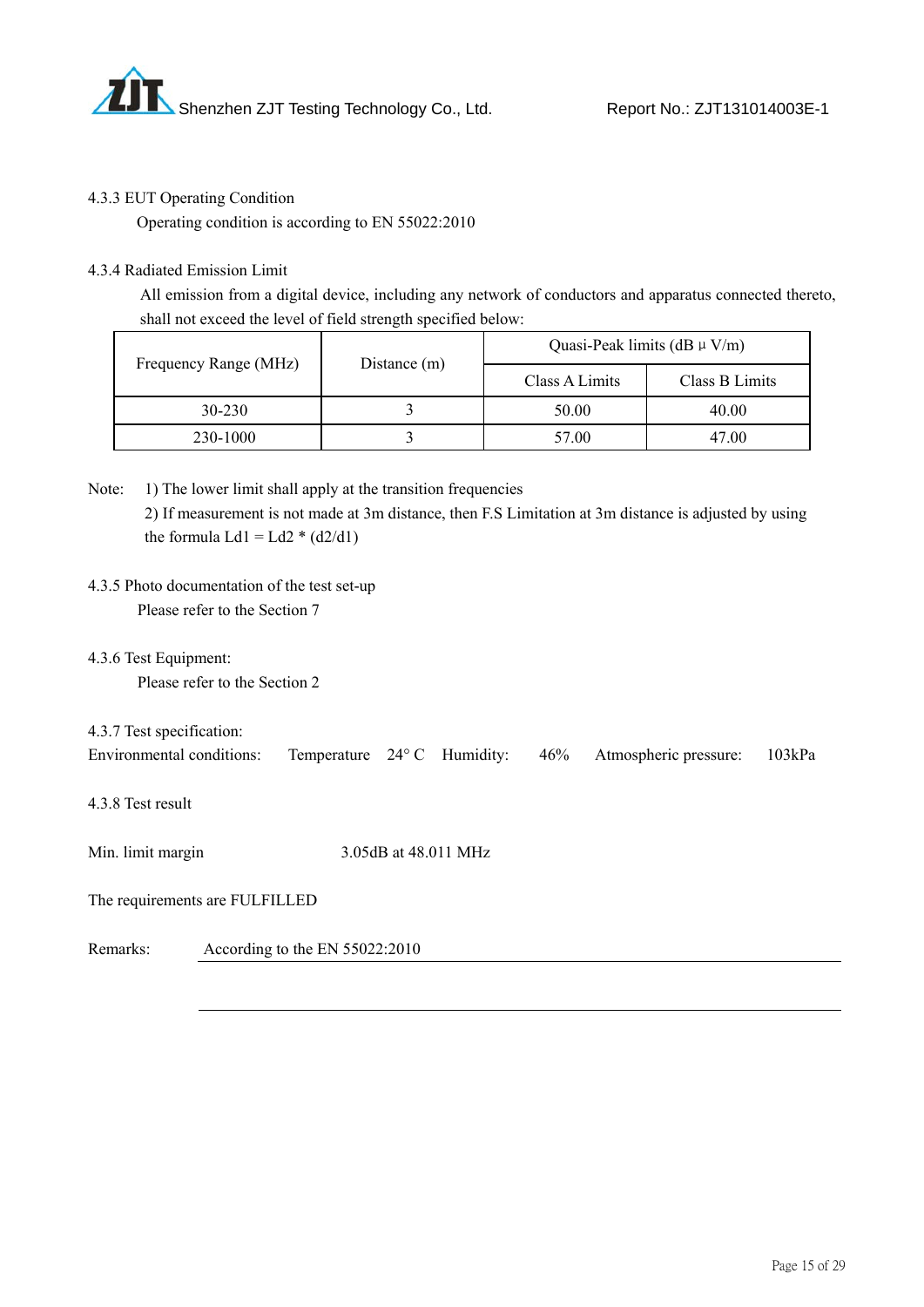4.3.3 EUT Operating Condition

Operating condition is according to EN 55022:2010

4.3.4 Radiated Emission Limit

All emission from a digital device, including any network of conductors and apparatus connected thereto, shall not exceed the level of field strength specified below:

| Frequency Range (MHz) | Distance (m) | Quasi-Peak limits (dB μ V/m) | |
|---|---|---|---|
| | | Class A Limits | Class B Limits |
| 30-230 | 3 | 50.00 | 40.00 |
| 230-1000 | 3 | 57.00 | 47.00 |

Note: 1) The lower limit shall apply at the transition frequencies

2) If measurement is not made at 3m distance, then F.S Limitation at 3m distance is adjusted by using the formula $Ld1 = Ld2 * (d2/d1)$

4.3.5 Photo documentation of the test set-up

Please refer to the Section 7

4.3.6 Test Equipment:

Please refer to the Section 2

4.3.7 Test specification:

Environmental conditions: Temperature 24° C Humidity: 46% Atmospheric pressure: 103kPa

4.3.8 Test result

Min. limit margin 3.05dB at 48.011 MHz

The requirements are FULFILLED

Remarks: According to the EN 55022:2010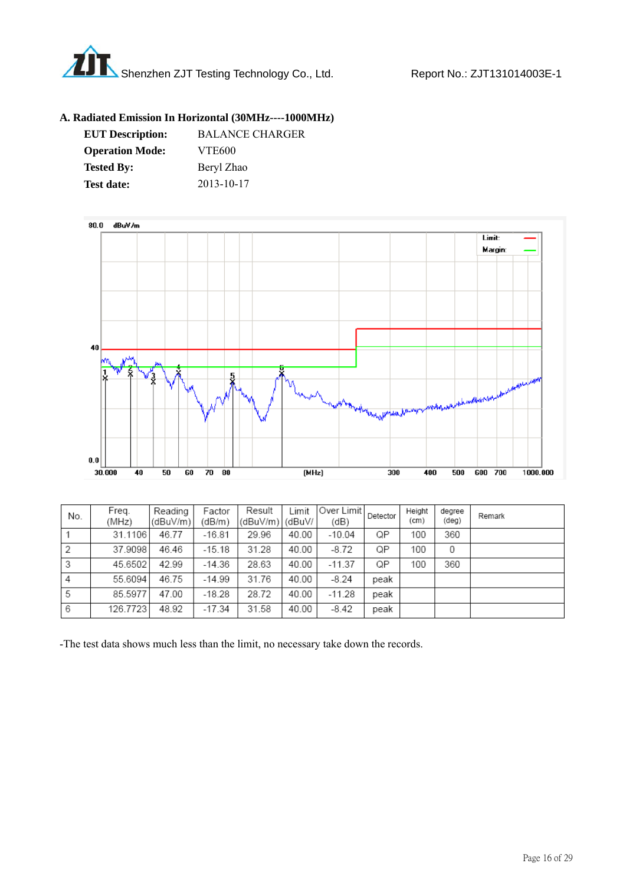**A. Radiated Emission In Horizontal (30MHz----1000MHz)**

**EUT Description:** BALANCE CHARGER

**Operation Mode:** VTE600

**Tested By:** Beryl Zhao

**Test date:** 2013-10-17

| No. | Freq. (MHz) | Reading (dBuV/m) | Factor (dB/m) | Result (dBuV/m) | Limit (dBuV/ | Over Limit (dB) | Detector | Height (cm) | degree (deg) | Remark |
|---|---|---|---|---|---|---|---|---|---|---|
| 1 | 31.1106 | 46.77 | -16.81 | 29.96 | 40.00 | -10.04 | QP | 100 | 360 | |
| 2 | 37.9098 | 46.46 | -15.18 | 31.28 | 40.00 | -8.72 | QP | 100 | 0 | |
| 3 | 45.6502 | 42.99 | -14.36 | 28.63 | 40.00 | -11.37 | QP | 100 | 360 | |
| 4 | 55.6094 | 46.75 | -14.99 | 31.76 | 40.00 | -8.24 | peak | | | |
| 5 | 85.5977 | 47.00 | -18.28 | 28.72 | 40.00 | -11.28 | peak | | | |
| 6 | 126.7723 | 48.92 | -17.34 | 31.58 | 40.00 | -8.42 | peak | | | |

-The test data shows much less than the limit, no necessary take down the records.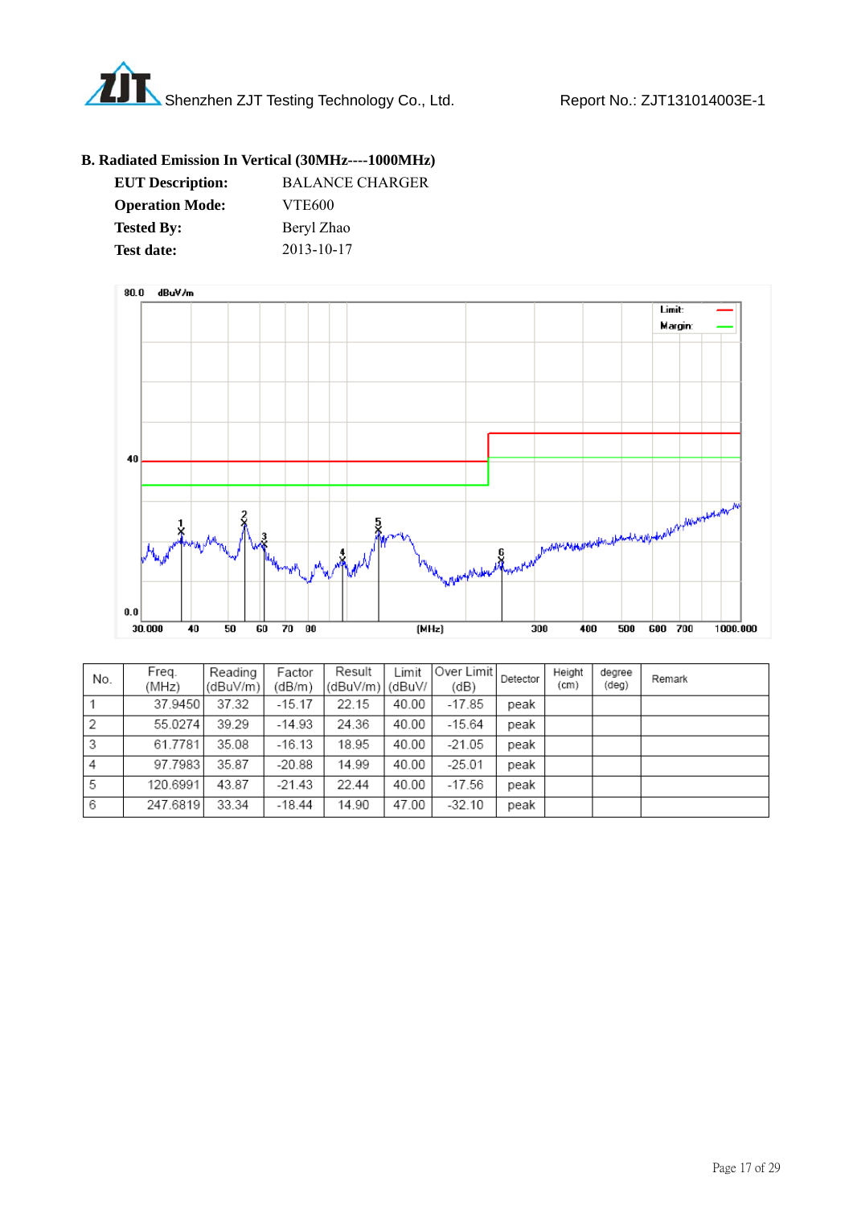**B. Radiated Emission In Vertical (30MHz----1000MHz)**

**EUT Description:** BALANCE CHARGER

**Operation Mode:** VTE600

**Tested By:** Beryl Zhao

**Test date:** 2013-10-17

| No. | Freq. (MHz) | Reading (dBuV/m) | Factor (dB/m) | Result (dBuV/m) | Limit (dBuV/ | Over Limit (dB) | Detector | Height (cm) | degree (deg) | Remark |
|---|---|---|---|---|---|---|---|---|---|---|
| 1 | 37.9450 | 37.32 | -15.17 | 22.15 | 40.00 | -17.85 | peak | | | |
| 2 | 55.0274 | 39.29 | -14.93 | 24.36 | 40.00 | -15.64 | peak | | | |
| 3 | 61.7781 | 35.08 | -16.13 | 18.95 | 40.00 | -21.05 | peak | | | |
| 4 | 97.7983 | 35.87 | -20.88 | 14.99 | 40.00 | -25.01 | peak | | | |
| 5 | 120.6991 | 43.87 | -21.43 | 22.44 | 40.00 | -17.56 | peak | | | |
| 6 | 247.6819 | 33.34 | -18.44 | 14.90 | 47.00 | -32.10 | peak | | | |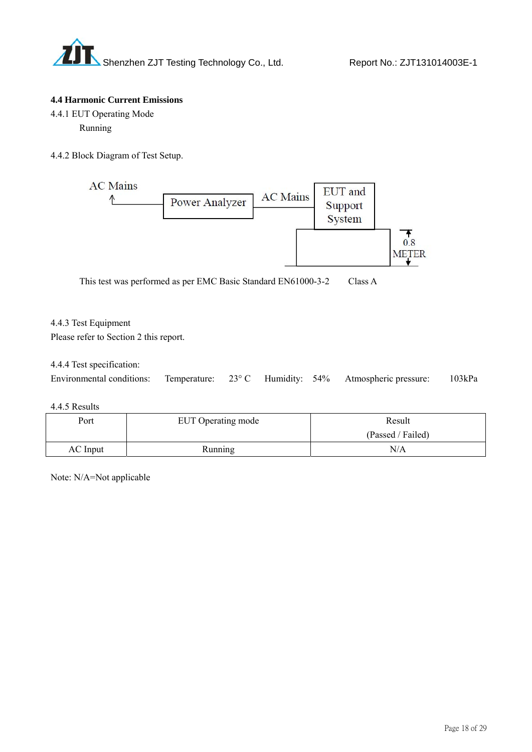### 4.4 Harmonic Current Emissions

4.4.1 EUT Operating Mode

Running

4.4.2 Block Diagram of Test Setup.

AC Mains ← Power Analyzer — AC Mains — EUT and Support System

0.8 METER

This test was performed as per EMC Basic Standard EN61000-3-2 Class A

4.4.3 Test Equipment

Please refer to Section 2 this report.

4.4.4 Test specification:

Environmental conditions: Temperature: 23° C Humidity: 54% Atmospheric pressure: 103kPa

4.4.5 Results

| Port | EUT Operating mode | Result (Passed / Failed) |
|---|---|---|
| AC Input | Running | N/A |

Note: N/A=Not applicable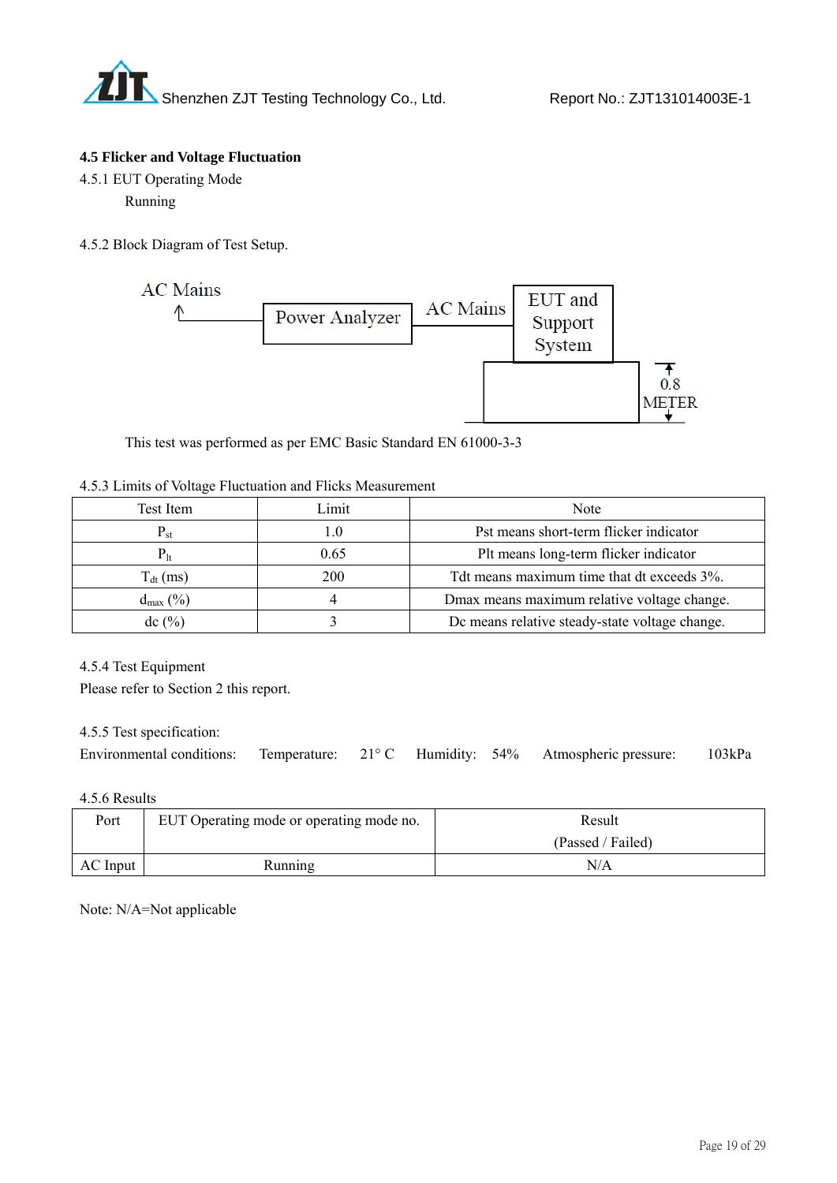### 4.5 Flicker and Voltage Fluctuation

4.5.1 EUT Operating Mode

Running

4.5.2 Block Diagram of Test Setup.

AC Mains ← Power Analyzer — AC Mains — EUT and Support System

0.8 METER

This test was performed as per EMC Basic Standard EN 61000-3-3

4.5.3 Limits of Voltage Fluctuation and Flicks Measurement

| Test Item | Limit | Note |
|---|---|---|
| $P_{st}$ | 1.0 | Pst means short-term flicker indicator |
| $P_{lt}$ | 0.65 | Plt means long-term flicker indicator |
| $T_{dt}$ (ms) | 200 | Tdt means maximum time that dt exceeds 3%. |
| $d_{max}$ (%) | 4 | Dmax means maximum relative voltage change. |
| dc (%) | 3 | Dc means relative steady-state voltage change. |

4.5.4 Test Equipment

Please refer to Section 2 this report.

4.5.5 Test specification:

Environmental conditions: Temperature: 21° C Humidity: 54% Atmospheric pressure: 103kPa

4.5.6 Results

| Port | EUT Operating mode or operating mode no. | Result (Passed / Failed) |
|---|---|---|
| AC Input | Running | N/A |

Note: N/A=Not applicable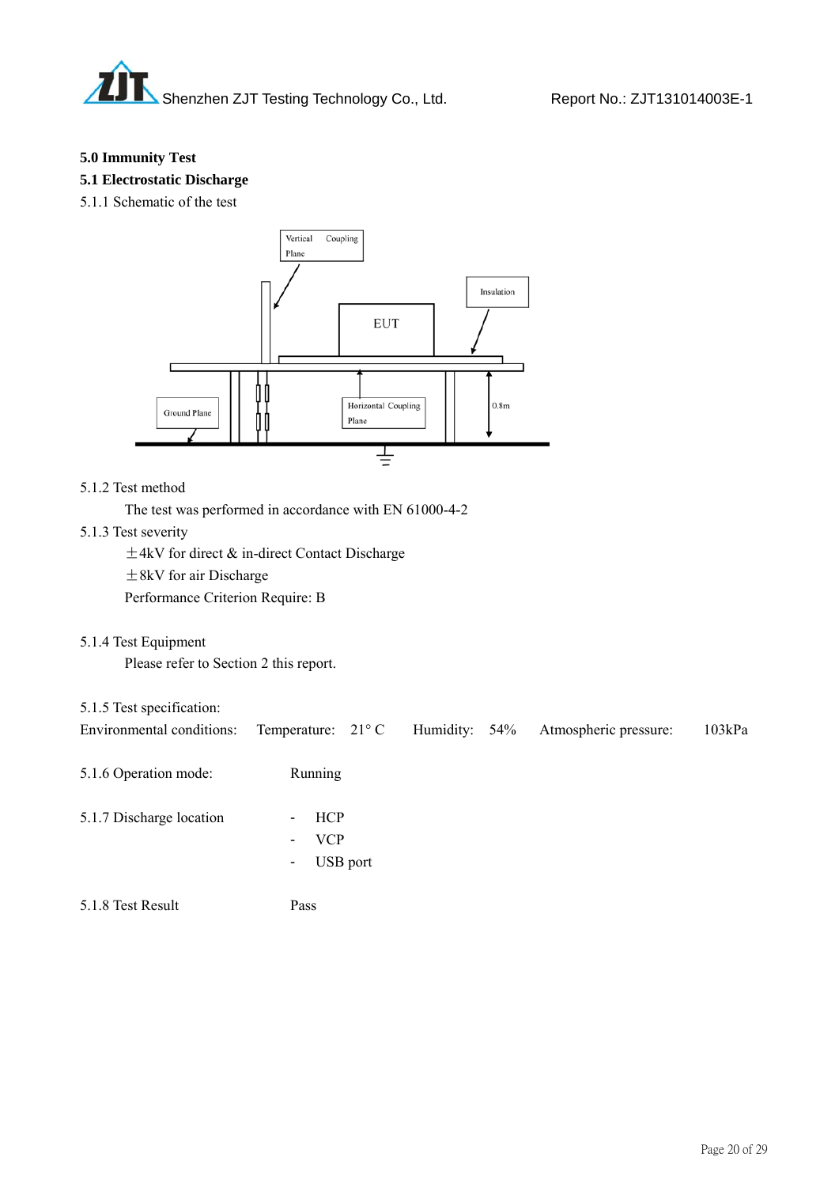**5.0 Immunity Test**

**5.1 Electrostatic Discharge**

5.1.1 Schematic of the test

Vertical Coupling Plane

Insulation

EUT

Ground Plane

Horizontal Coupling Plane

0.8m

5.1.2 Test method

The test was performed in accordance with EN 61000-4-2

5.1.3 Test severity

±4kV for direct & in-direct Contact Discharge

±8kV for air Discharge

Performance Criterion Require: B

5.1.4 Test Equipment

Please refer to Section 2 this report.

5.1.5 Test specification:

Environmental conditions: Temperature: 21° C Humidity: 54% Atmospheric pressure: 103kPa

5.1.6 Operation mode: Running

5.1.7 Discharge location

- HCP
- VCP
- USB port

5.1.8 Test Result Pass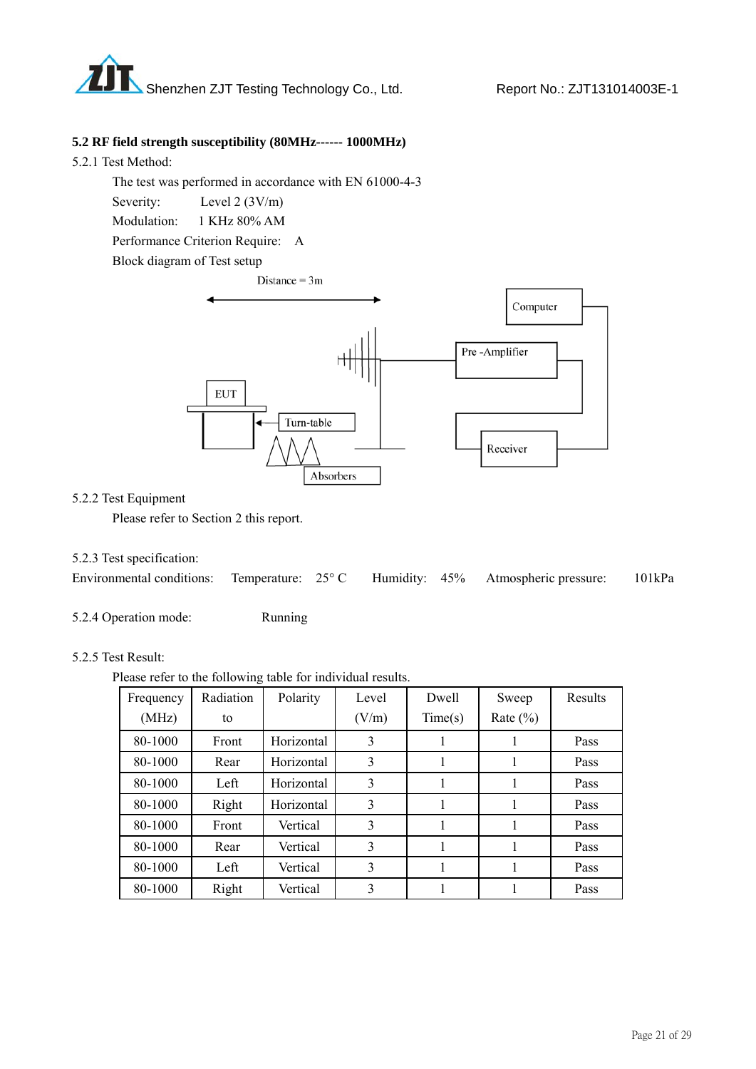**5.2 RF field strength susceptibility (80MHz------ 1000MHz)**

5.2.1 Test Method:

The test was performed in accordance with EN 61000-4-3

Severity: Level 2 (3V/m)

Modulation: 1 KHz 80% AM

Performance Criterion Require: A

Block diagram of Test setup

Distance = 3m

Computer

Pre -Amplifier

EUT

Turn-table

Receiver

Absorbers

5.2.2 Test Equipment

Please refer to Section 2 this report.

5.2.3 Test specification:

Environmental conditions: Temperature: 25° C Humidity: 45% Atmospheric pressure: 101kPa

5.2.4 Operation mode: Running

5.2.5 Test Result:

Please refer to the following table for individual results.

| Frequency (MHz) | Radiation to | Polarity | Level (V/m) | Dwell Time(s) | Sweep Rate (%) | Results |
|---|---|---|---|---|---|---|
| 80-1000 | Front | Horizontal | 3 | 1 | 1 | Pass |
| 80-1000 | Rear | Horizontal | 3 | 1 | 1 | Pass |
| 80-1000 | Left | Horizontal | 3 | 1 | 1 | Pass |
| 80-1000 | Right | Horizontal | 3 | 1 | 1 | Pass |
| 80-1000 | Front | Vertical | 3 | 1 | 1 | Pass |
| 80-1000 | Rear | Vertical | 3 | 1 | 1 | Pass |
| 80-1000 | Left | Vertical | 3 | 1 | 1 | Pass |
| 80-1000 | Right | Vertical | 3 | 1 | 1 | Pass |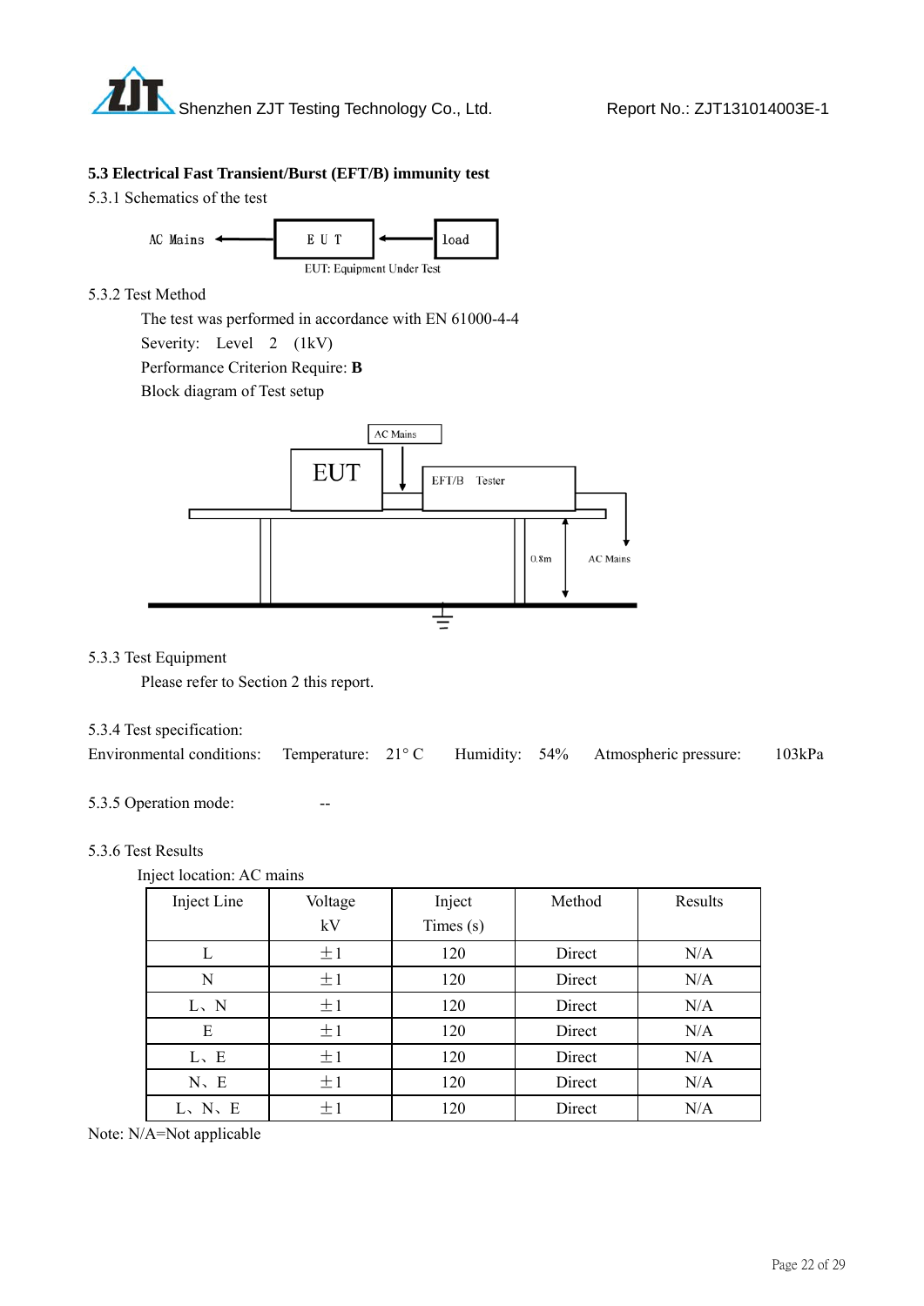### 5.3 Electrical Fast Transient/Burst (EFT/B) immunity test

5.3.1 Schematics of the test

AC Mains ← E U T ← load

EUT: Equipment Under Test

5.3.2 Test Method

The test was performed in accordance with EN 61000-4-4

Severity: Level 2 (1kV)

Performance Criterion Require: **B**

Block diagram of Test setup

AC Mains

EUT

EFT/B Tester

0.8m

AC Mains

5.3.3 Test Equipment

Please refer to Section 2 this report.

5.3.4 Test specification:

Environmental conditions: Temperature: 21° C Humidity: 54% Atmospheric pressure: 103kPa

5.3.5 Operation mode: --

5.3.6 Test Results

Inject location: AC mains

| Inject Line | Voltage kV | Inject Times (s) | Method | Results |
|---|---|---|---|---|
| L | ±1 | 120 | Direct | N/A |
| N | ±1 | 120 | Direct | N/A |
| L、N | ±1 | 120 | Direct | N/A |
| E | ±1 | 120 | Direct | N/A |
| L、E | ±1 | 120 | Direct | N/A |
| N、E | ±1 | 120 | Direct | N/A |
| L、N、E | ±1 | 120 | Direct | N/A |

Note: N/A=Not applicable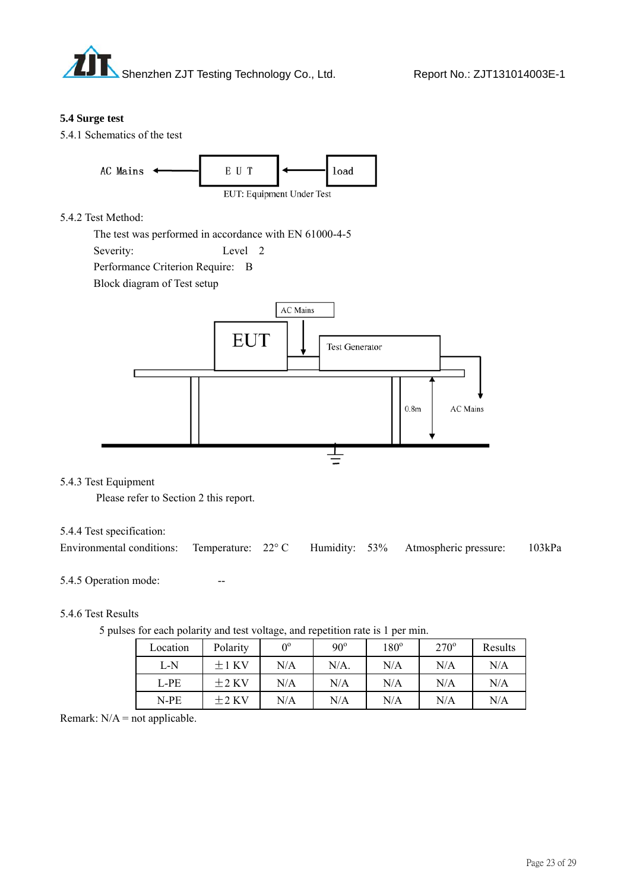## 5.4 Surge test

5.4.1 Schematics of the test

AC Mains ← E U T ← load

EUT: Equipment Under Test

5.4.2 Test Method:

The test was performed in accordance with EN 61000-4-5

Severity: Level 2

Performance Criterion Require: B

Block diagram of Test setup

AC Mains

EUT

Test Generator

0.8m

AC Mains

5.4.3 Test Equipment

Please refer to Section 2 this report.

5.4.4 Test specification:

Environmental conditions: Temperature: 22° C Humidity: 53% Atmospheric pressure: 103kPa

5.4.5 Operation mode: --

5.4.6 Test Results

5 pulses for each polarity and test voltage, and repetition rate is 1 per min.

| Location | Polarity | 0° | 90° | 180° | 270° | Results |
|---|---|---|---|---|---|---|
| L-N | ±1 KV | N/A | N/A. | N/A | N/A | N/A |
| L-PE | ±2 KV | N/A | N/A | N/A | N/A | N/A |
| N-PE | ±2 KV | N/A | N/A | N/A | N/A | N/A |

Remark: N/A = not applicable.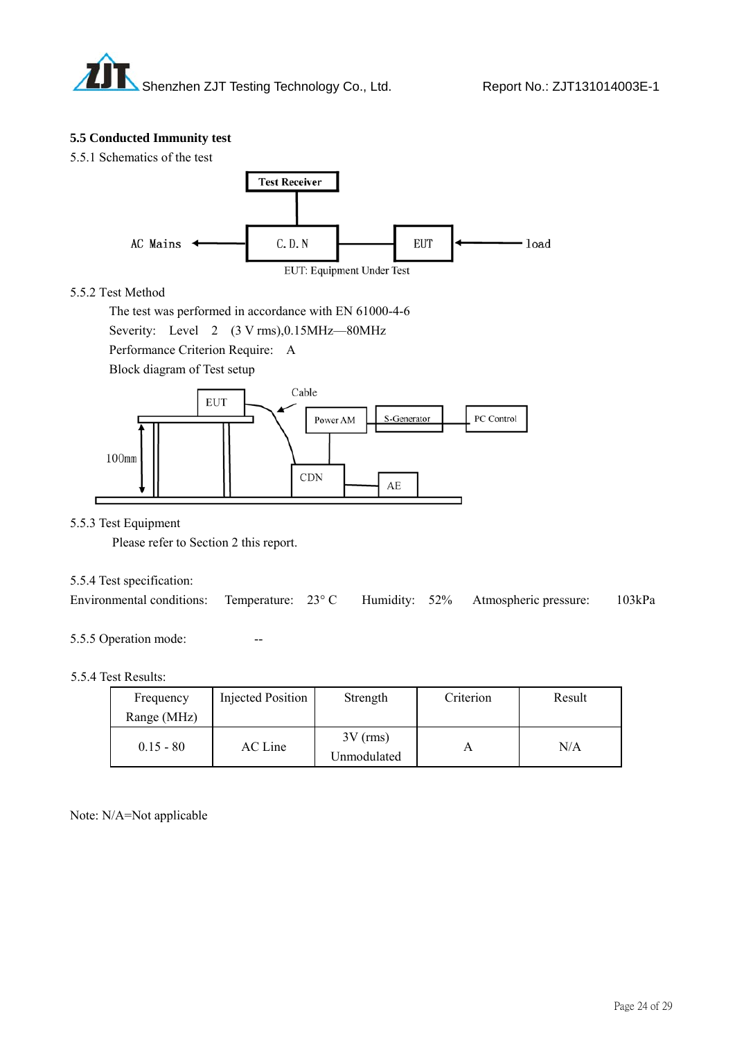### 5.5 Conducted Immunity test

5.5.1 Schematics of the test

Test Receiver

AC Mains ← C.D.N — EUT ← load

EUT: Equipment Under Test

5.5.2 Test Method

The test was performed in accordance with EN 61000-4-6

Severity: Level 2 (3 V rms),0.15MHz—80MHz

Performance Criterion Require: A

Block diagram of Test setup

EUT, Cable, Power AM, S-Generator, PC Control, 100mm, CDN, AE

5.5.3 Test Equipment

Please refer to Section 2 this report.

5.5.4 Test specification:

Environmental conditions: Temperature: 23° C Humidity: 52% Atmospheric pressure: 103kPa

5.5.5 Operation mode: --

5.5.4 Test Results:

| Frequency Range (MHz) | Injected Position | Strength | Criterion | Result |
|---|---|---|---|---|
| 0.15 - 80 | AC Line | 3V (rms) Unmodulated | A | N/A |

Note: N/A=Not applicable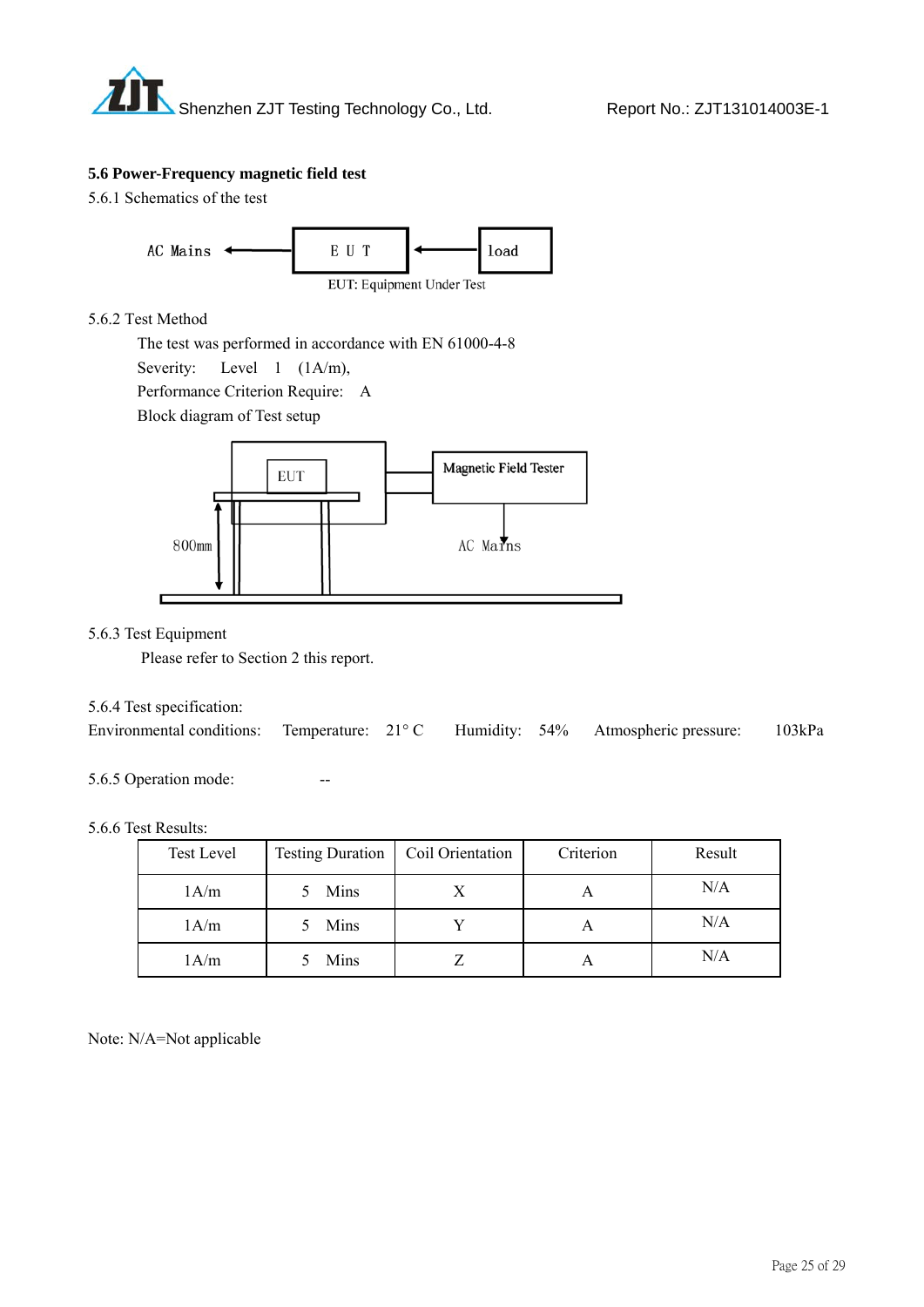## 5.6 Power-Frequency magnetic field test

5.6.1 Schematics of the test

AC Mains ← E U T ← load

EUT: Equipment Under Test

5.6.2 Test Method

The test was performed in accordance with EN 61000-4-8

Severity: Level 1 (1A/m),

Performance Criterion Require: A

Block diagram of Test setup

EUT

Magnetic Field Tester

800mm

AC Mains

5.6.3 Test Equipment

Please refer to Section 2 this report.

5.6.4 Test specification:

Environmental conditions: Temperature: 21° C Humidity: 54% Atmospheric pressure: 103kPa

5.6.5 Operation mode: --

5.6.6 Test Results:

| Test Level | Testing Duration | Coil Orientation | Criterion | Result |
|---|---|---|---|---|
| 1A/m | 5 Mins | X | A | N/A |
| 1A/m | 5 Mins | Y | A | N/A |
| 1A/m | 5 Mins | Z | A | N/A |

Note: N/A=Not applicable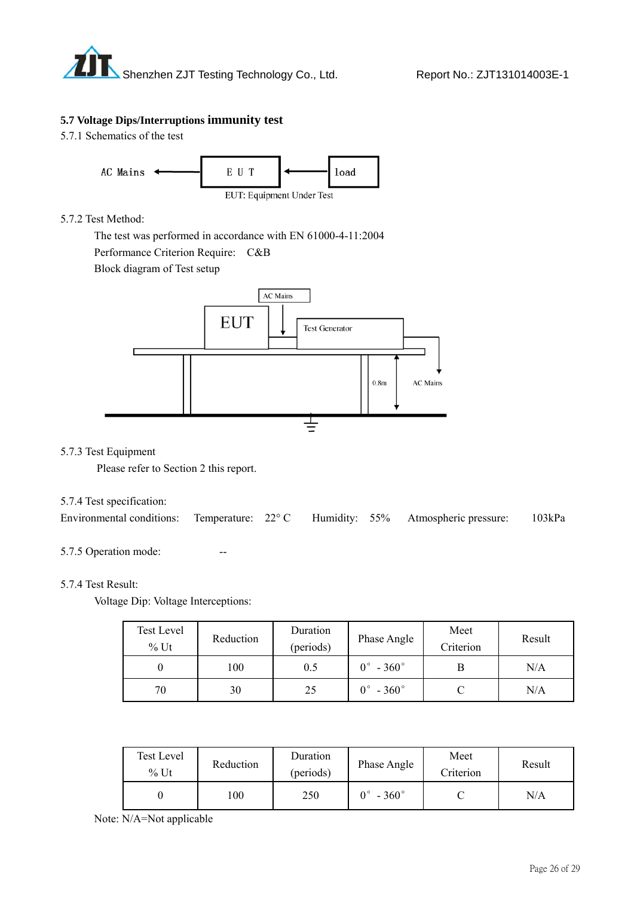## 5.7 Voltage Dips/Interruptions immunity test

5.7.1 Schematics of the test

AC Mains ← E U T ← load

EUT: Equipment Under Test

5.7.2 Test Method:

The test was performed in accordance with EN 61000-4-11:2004

Performance Criterion Require: C&B

Block diagram of Test setup

AC Mains

EUT

Test Generator

0.8m

AC Mains

5.7.3 Test Equipment

Please refer to Section 2 this report.

5.7.4 Test specification:

Environmental conditions: Temperature: 22° C Humidity: 55% Atmospheric pressure: 103kPa

5.7.5 Operation mode: --

5.7.4 Test Result:

Voltage Dip: Voltage Interceptions:

| Test Level % Ut | Reduction | Duration (periods) | Phase Angle | Meet Criterion | Result |
|---|---|---|---|---|---|
| 0 | 100 | 0.5 | 0° - 360° | B | N/A |
| 70 | 30 | 25 | 0° - 360° | C | N/A |

| Test Level % Ut | Reduction | Duration (periods) | Phase Angle | Meet Criterion | Result |
|---|---|---|---|---|---|
| 0 | 100 | 250 | 0° - 360° | C | N/A |

Note: N/A=Not applicable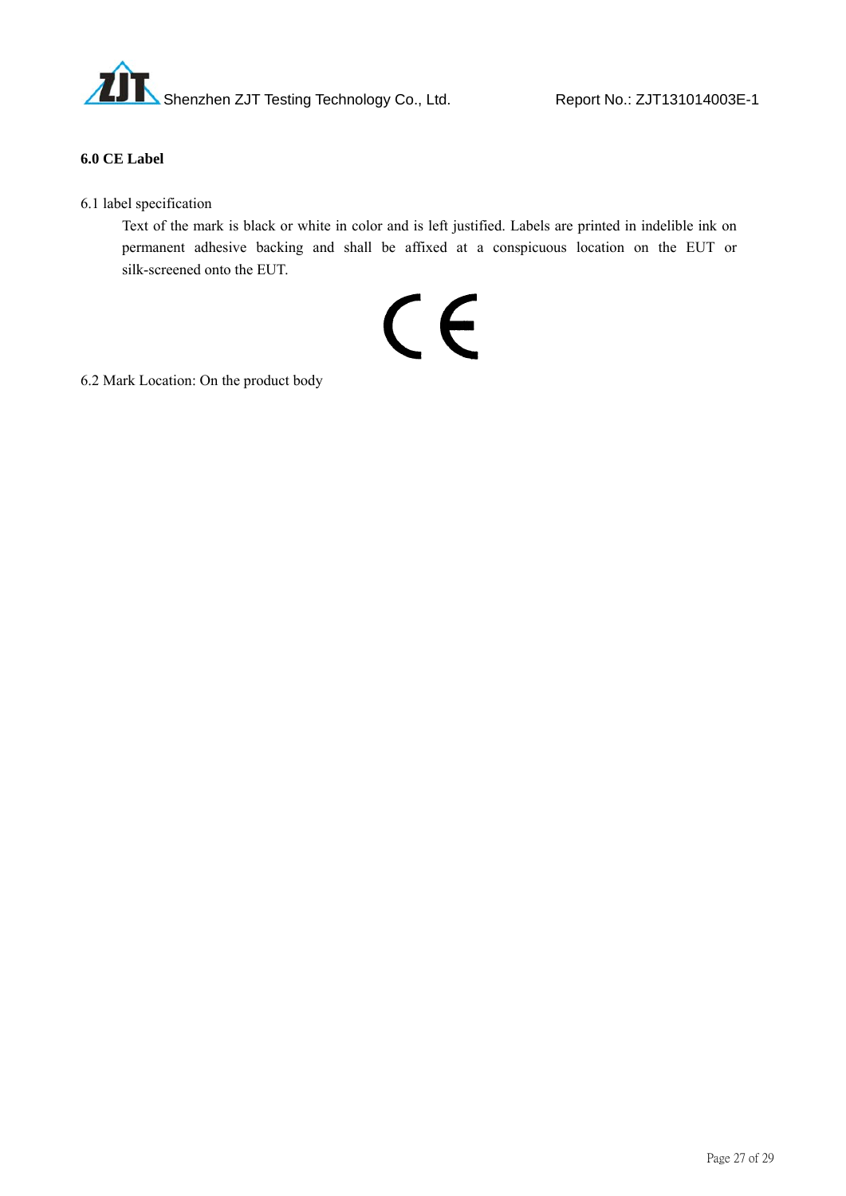**6.0 CE Label**

6.1 label specification

Text of the mark is black or white in color and is left justified. Labels are printed in indelible ink on permanent adhesive backing and shall be affixed at a conspicuous location on the EUT or silk-screened onto the EUT.

6.2 Mark Location: On the product body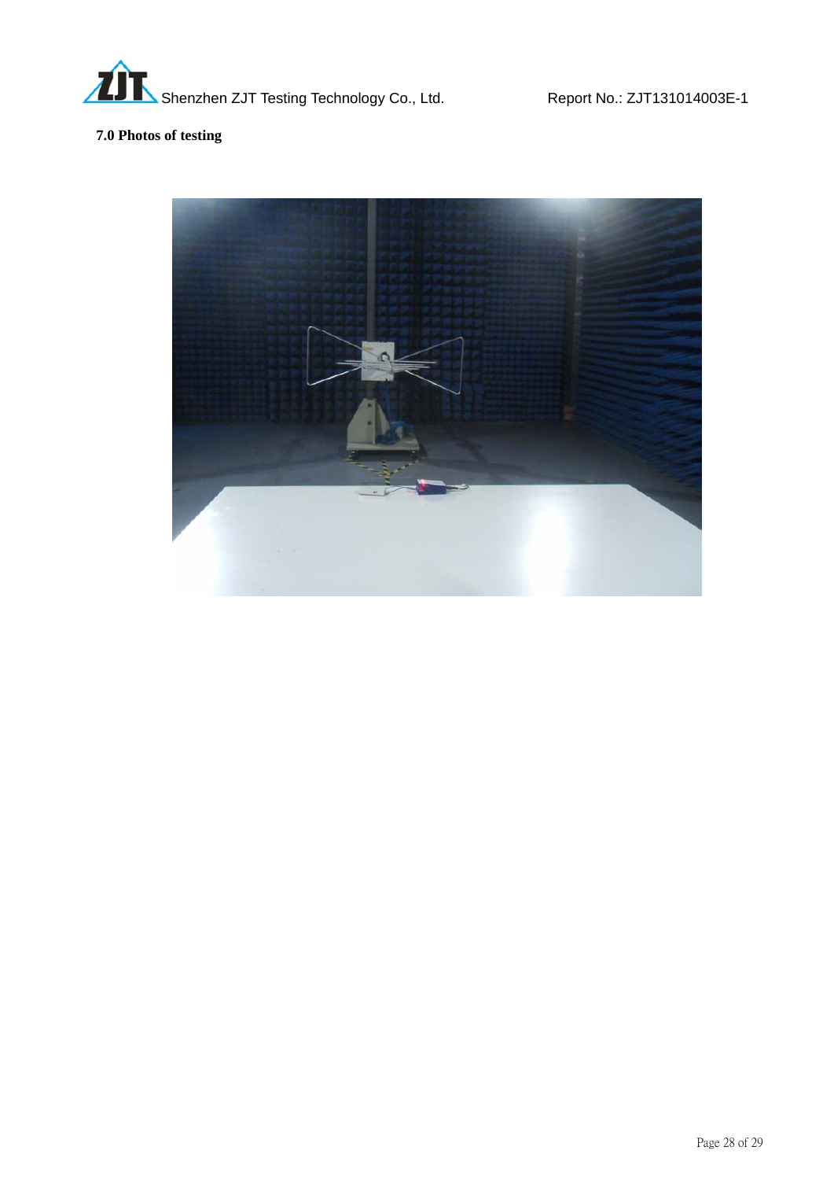**7.0 Photos of testing**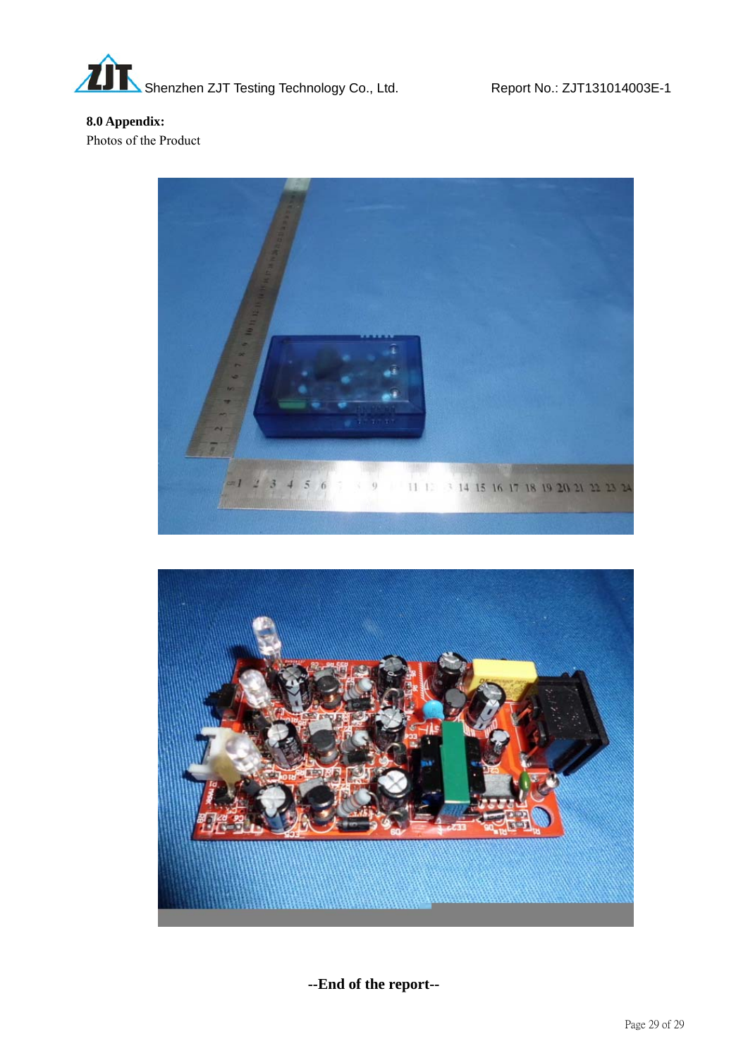**8.0 Appendix:**

Photos of the Product

**--End of the report--**